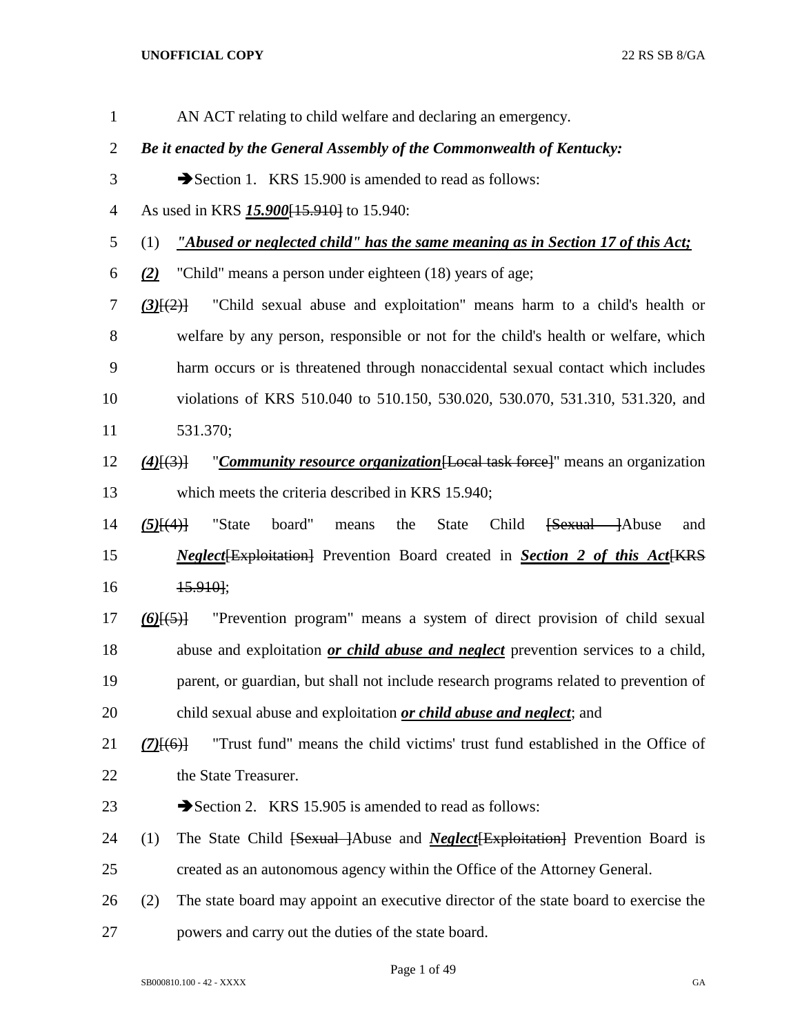AN ACT relating to child welfare and declaring an emergency.

***Be it enacted by the General Assembly of the Commonwealth of Kentucky:***

➔Section 1. KRS 15.900 is amended to read as follows:

As used in KRS ***15.900***[~~15.910~~] to 15.940:

(1) ***"Abused or neglected child" has the same meaning as in Section 17 of this Act;***

***(2)*** "Child" means a person under eighteen (18) years of age;

***(3)***[~~(2)~~] "Child sexual abuse and exploitation" means harm to a child's health or welfare by any person, responsible or not for the child's health or welfare, which harm occurs or is threatened through nonaccidental sexual contact which includes violations of KRS 510.040 to 510.150, 530.020, 530.070, 531.310, 531.320, and 531.370;

***(4)***[~~(3)~~] "***Community resource organization***[~~Local task force~~]" means an organization which meets the criteria described in KRS 15.940;

***(5)***[~~(4)~~] "State board" means the State Child [~~Sexual~~ ]Abuse and ***Neglect***[~~Exploitation~~] Prevention Board created in ***Section 2 of this Act***[~~KRS 15.910~~];

***(6)***[~~(5)~~] "Prevention program" means a system of direct provision of child sexual abuse and exploitation ***or child abuse and neglect*** prevention services to a child, parent, or guardian, but shall not include research programs related to prevention of child sexual abuse and exploitation ***or child abuse and neglect***; and

***(7)***[~~(6)~~] "Trust fund" means the child victims' trust fund established in the Office of the State Treasurer.

➔Section 2. KRS 15.905 is amended to read as follows:

(1) The State Child [~~Sexual~~ ]Abuse and ***Neglect***[~~Exploitation~~] Prevention Board is created as an autonomous agency within the Office of the Attorney General.

(2) The state board may appoint an executive director of the state board to exercise the powers and carry out the duties of the state board.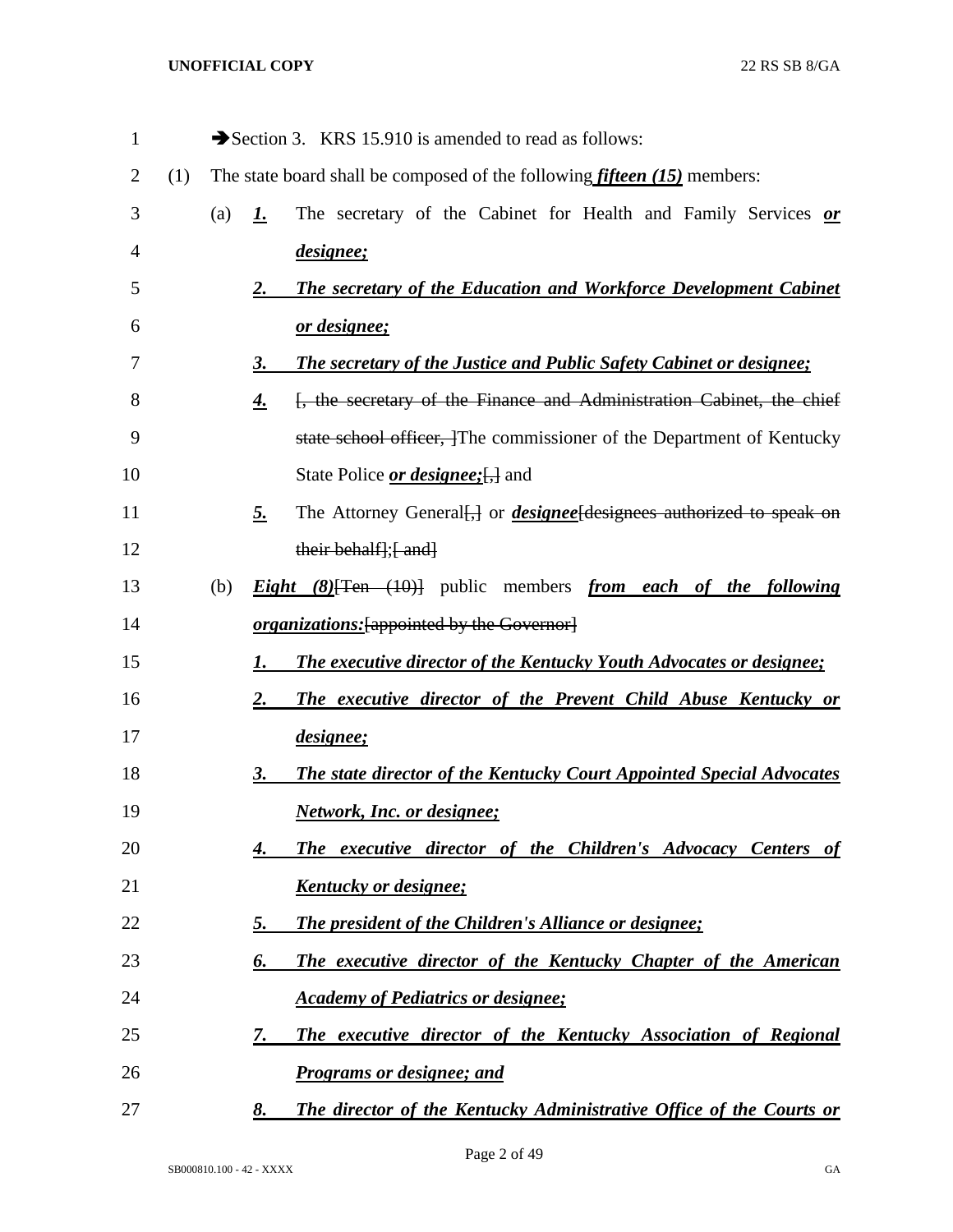➔Section 3. KRS 15.910 is amended to read as follows:

(1) The state board shall be composed of the following ***fifteen (15)*** members:

(a) ***1.*** The secretary of the Cabinet for Health and Family Services ***or designee;***

***2. The secretary of the Education and Workforce Development Cabinet or designee;***

***3. The secretary of the Justice and Public Safety Cabinet or designee;***

***4.*** ~~[, the secretary of the Finance and Administration Cabinet, the chief state school officer, ]~~The commissioner of the Department of Kentucky State Police ***or designee;***~~[,]~~ and

***5.*** The Attorney General~~[,]~~ or ***designee***~~[designees authorized to speak on their behalf]~~;~~[ and]~~

(b) ***Eight (8)***~~[Ten (10)]~~ public members ***from each of the following organizations:***~~[appointed by the Governor]~~

***1. The executive director of the Kentucky Youth Advocates or designee;***

***2. The executive director of the Prevent Child Abuse Kentucky or designee;***

***3. The state director of the Kentucky Court Appointed Special Advocates Network, Inc. or designee;***

***4. The executive director of the Children's Advocacy Centers of Kentucky or designee;***

***5. The president of the Children's Alliance or designee;***

***6. The executive director of the Kentucky Chapter of the American Academy of Pediatrics or designee;***

***7. The executive director of the Kentucky Association of Regional Programs or designee; and***

***8. The director of the Kentucky Administrative Office of the Courts or***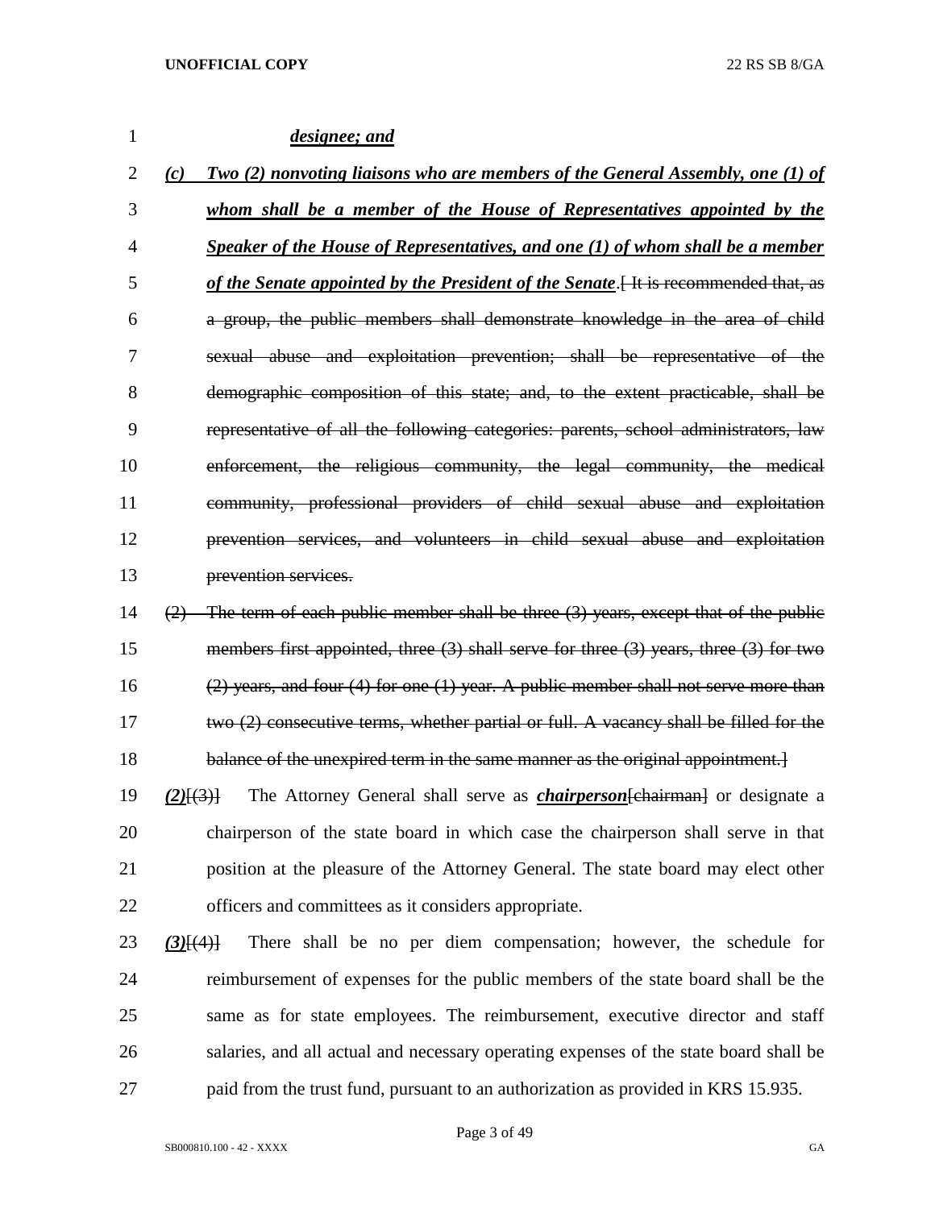1 ***designee; and***

2 ***(c) Two (2) nonvoting liaisons who are members of the General Assembly, one (1) of***
3 ***whom shall be a member of the House of Representatives appointed by the***
4 ***Speaker of the House of Representatives, and one (1) of whom shall be a member***
5 ***of the Senate appointed by the President of the Senate***.~~[ It is recommended that, as~~
6 ~~a group, the public members shall demonstrate knowledge in the area of child~~
7 ~~sexual abuse and exploitation prevention; shall be representative of the~~
8 ~~demographic composition of this state; and, to the extent practicable, shall be~~
9 ~~representative of all the following categories: parents, school administrators, law~~
10 ~~enforcement, the religious community, the legal community, the medical~~
11 ~~community, professional providers of child sexual abuse and exploitation~~
12 ~~prevention services, and volunteers in child sexual abuse and exploitation~~
13 ~~prevention services.~~

14 ~~(2) The term of each public member shall be three (3) years, except that of the public~~
15 ~~members first appointed, three (3) shall serve for three (3) years, three (3) for two~~
16 ~~(2) years, and four (4) for one (1) year. A public member shall not serve more than~~
17 ~~two (2) consecutive terms, whether partial or full. A vacancy shall be filled for the~~
18 ~~balance of the unexpired term in the same manner as the original appointment.]~~

19 ***(2)***~~[(3)]~~ The Attorney General shall serve as ***chairperson***~~[chairman]~~ or designate a
20 chairperson of the state board in which case the chairperson shall serve in that
21 position at the pleasure of the Attorney General. The state board may elect other
22 officers and committees as it considers appropriate.

23 ***(3)***~~[(4)]~~ There shall be no per diem compensation; however, the schedule for
24 reimbursement of expenses for the public members of the state board shall be the
25 same as for state employees. The reimbursement, executive director and staff
26 salaries, and all actual and necessary operating expenses of the state board shall be
27 paid from the trust fund, pursuant to an authorization as provided in KRS 15.935.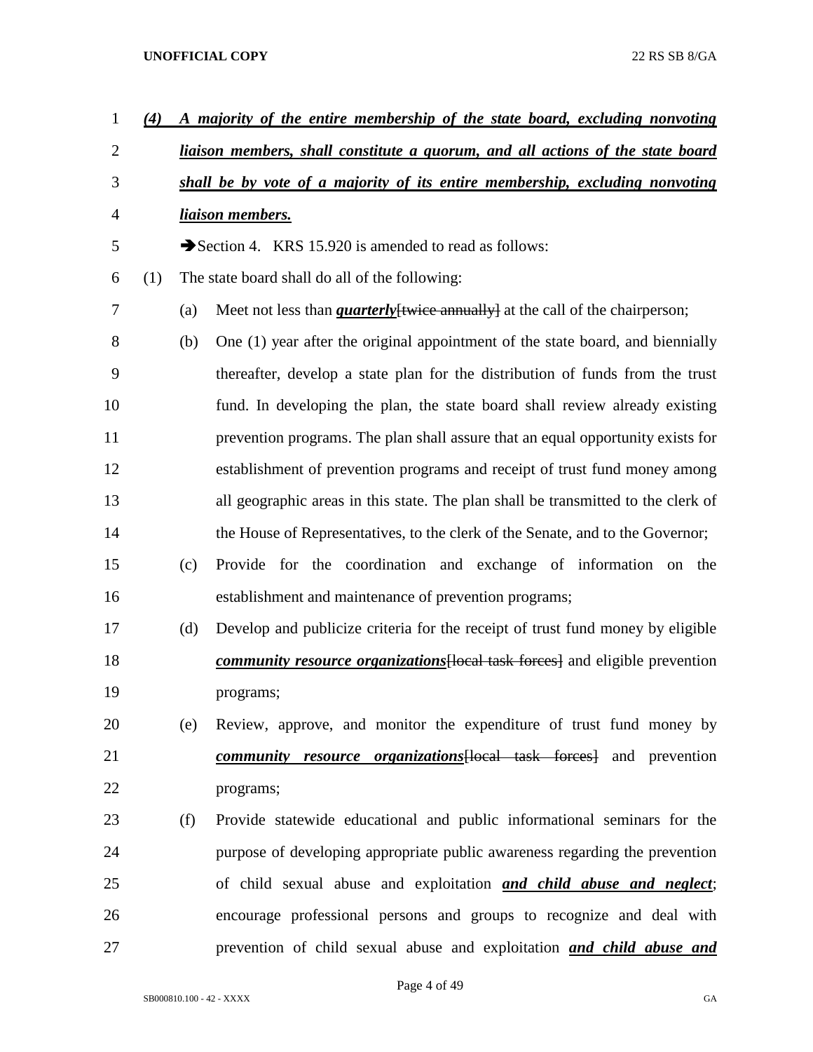***(4) A majority of the entire membership of the state board, excluding nonvoting liaison members, shall constitute a quorum, and all actions of the state board shall be by vote of a majority of its entire membership, excluding nonvoting liaison members.***

➔Section 4. KRS 15.920 is amended to read as follows:

(1) The state board shall do all of the following:

(a) Meet not less than ***quarterly***~~[twice annually]~~ at the call of the chairperson;

(b) One (1) year after the original appointment of the state board, and biennially thereafter, develop a state plan for the distribution of funds from the trust fund. In developing the plan, the state board shall review already existing prevention programs. The plan shall assure that an equal opportunity exists for establishment of prevention programs and receipt of trust fund money among all geographic areas in this state. The plan shall be transmitted to the clerk of the House of Representatives, to the clerk of the Senate, and to the Governor;

(c) Provide for the coordination and exchange of information on the establishment and maintenance of prevention programs;

(d) Develop and publicize criteria for the receipt of trust fund money by eligible ***community resource organizations***~~[local task forces]~~ and eligible prevention programs;

(e) Review, approve, and monitor the expenditure of trust fund money by ***community resource organizations***~~[local task forces]~~ and prevention programs;

(f) Provide statewide educational and public informational seminars for the purpose of developing appropriate public awareness regarding the prevention of child sexual abuse and exploitation ***and child abuse and neglect***; encourage professional persons and groups to recognize and deal with prevention of child sexual abuse and exploitation ***and child abuse and***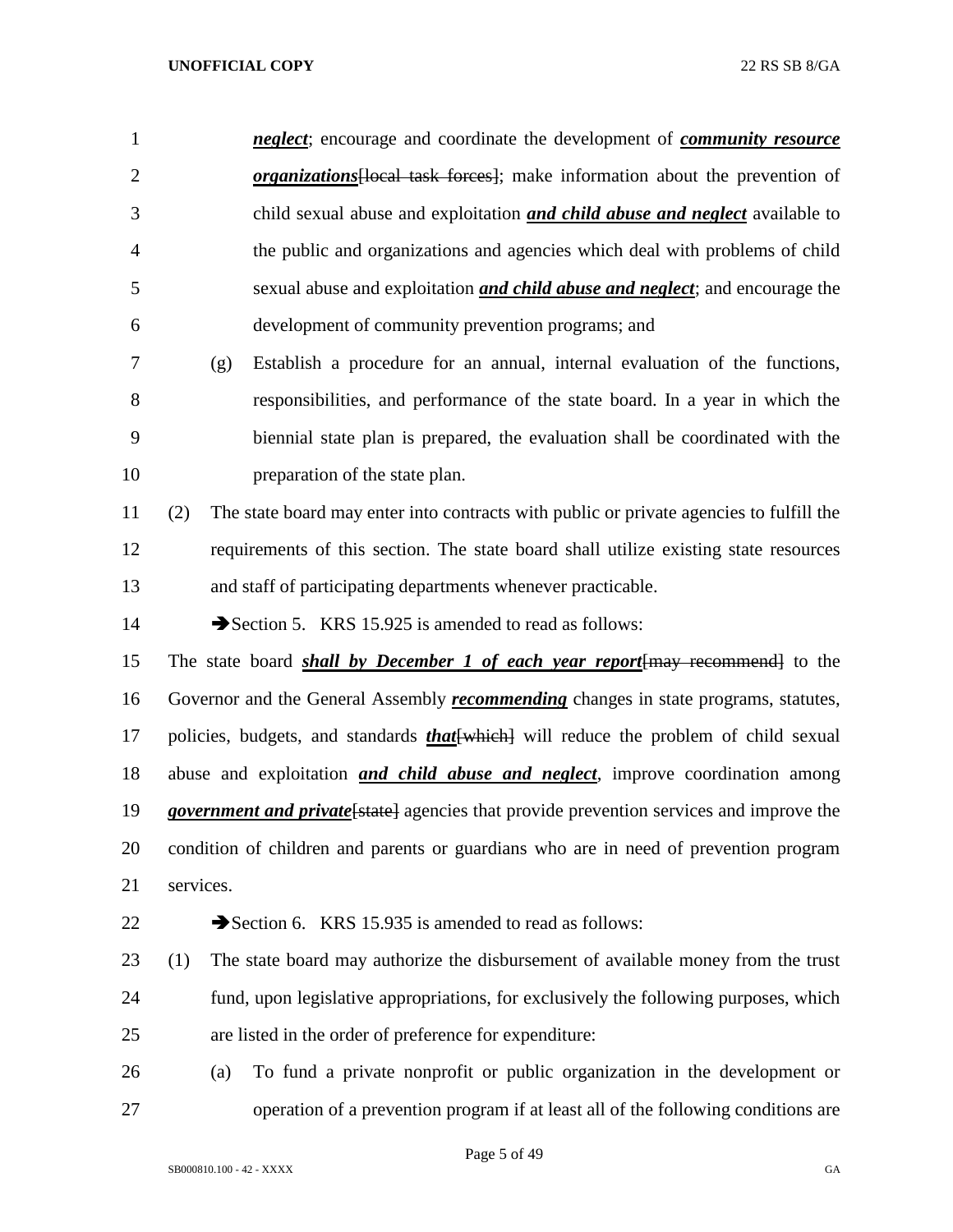***neglect***; encourage and coordinate the development of ***community resource organizations***~~[local task forces]~~; make information about the prevention of child sexual abuse and exploitation ***and child abuse and neglect*** available to the public and organizations and agencies which deal with problems of child sexual abuse and exploitation ***and child abuse and neglect***; and encourage the development of community prevention programs; and

(g) Establish a procedure for an annual, internal evaluation of the functions, responsibilities, and performance of the state board. In a year in which the biennial state plan is prepared, the evaluation shall be coordinated with the preparation of the state plan.

(2) The state board may enter into contracts with public or private agencies to fulfill the requirements of this section. The state board shall utilize existing state resources and staff of participating departments whenever practicable.

➔Section 5. KRS 15.925 is amended to read as follows:

The state board ***shall by December 1 of each year report***~~[may recommend]~~ to the Governor and the General Assembly ***recommending*** changes in state programs, statutes, policies, budgets, and standards ***that***~~[which]~~ will reduce the problem of child sexual abuse and exploitation ***and child abuse and neglect***, improve coordination among ***government and private***~~[state]~~ agencies that provide prevention services and improve the condition of children and parents or guardians who are in need of prevention program services.

➔Section 6. KRS 15.935 is amended to read as follows:

(1) The state board may authorize the disbursement of available money from the trust fund, upon legislative appropriations, for exclusively the following purposes, which are listed in the order of preference for expenditure:

(a) To fund a private nonprofit or public organization in the development or operation of a prevention program if at least all of the following conditions are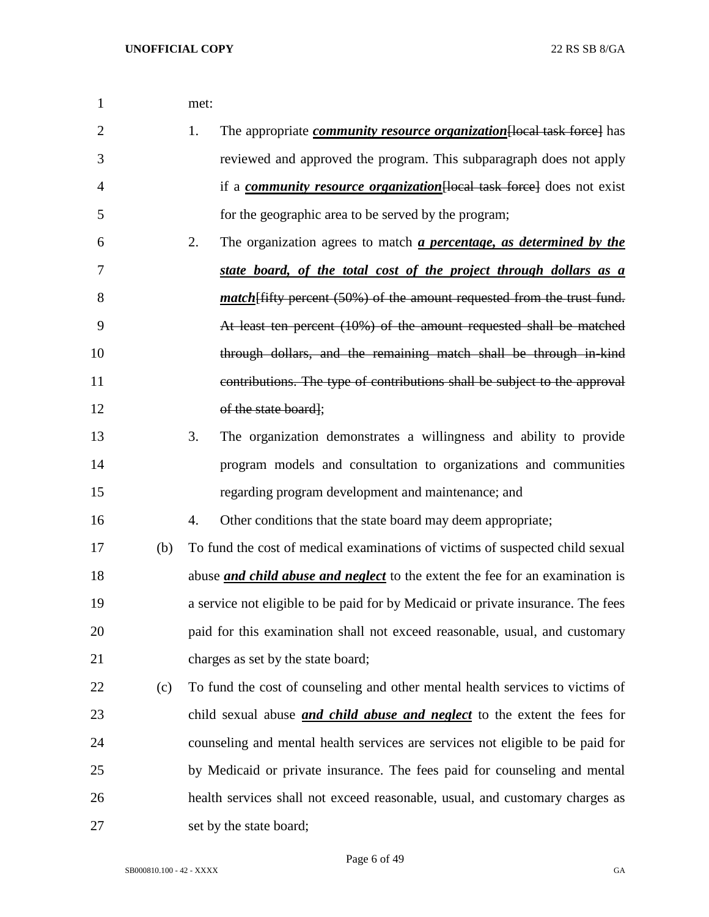met:

1. The appropriate ***community resource organization***~~[local task force]~~ has reviewed and approved the program. This subparagraph does not apply if a ***community resource organization***~~[local task force]~~ does not exist for the geographic area to be served by the program;
2. The organization agrees to match ***a percentage, as determined by the state board, of the total cost of the project through dollars as a match***~~[fifty percent (50%) of the amount requested from the trust fund. At least ten percent (10%) of the amount requested shall be matched through dollars, and the remaining match shall be through in-kind contributions. The type of contributions shall be subject to the approval of the state board]~~;
3. The organization demonstrates a willingness and ability to provide program models and consultation to organizations and communities regarding program development and maintenance; and
4. Other conditions that the state board may deem appropriate;

(b) To fund the cost of medical examinations of victims of suspected child sexual abuse ***and child abuse and neglect*** to the extent the fee for an examination is a service not eligible to be paid for by Medicaid or private insurance. The fees paid for this examination shall not exceed reasonable, usual, and customary charges as set by the state board;

(c) To fund the cost of counseling and other mental health services to victims of child sexual abuse ***and child abuse and neglect*** to the extent the fees for counseling and mental health services are services not eligible to be paid for by Medicaid or private insurance. The fees paid for counseling and mental health services shall not exceed reasonable, usual, and customary charges as set by the state board;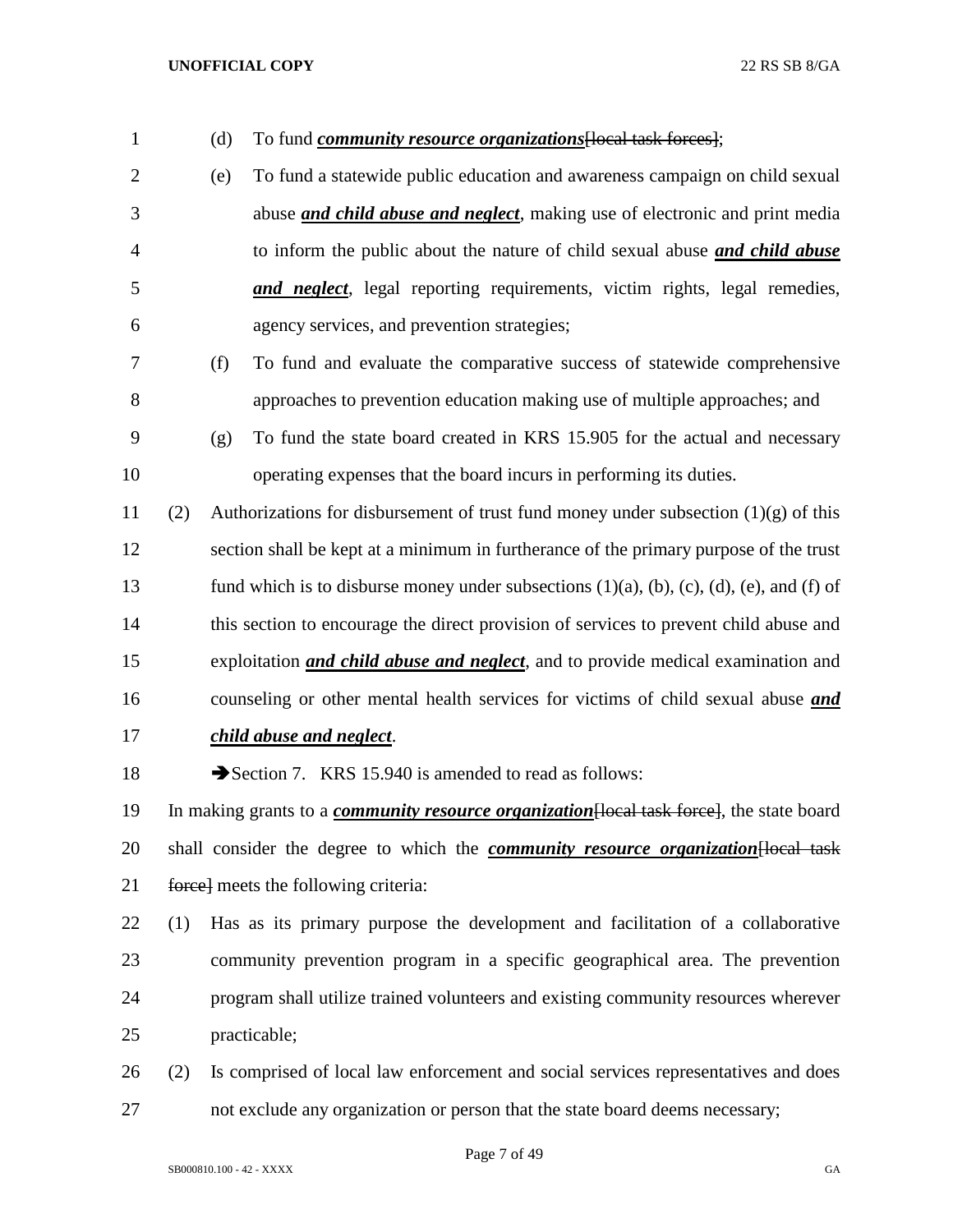(d) To fund ***community resource organizations***[~~local task forces~~];

(e) To fund a statewide public education and awareness campaign on child sexual abuse ***and child abuse and neglect***, making use of electronic and print media to inform the public about the nature of child sexual abuse ***and child abuse and neglect***, legal reporting requirements, victim rights, legal remedies, agency services, and prevention strategies;

(f) To fund and evaluate the comparative success of statewide comprehensive approaches to prevention education making use of multiple approaches; and

(g) To fund the state board created in KRS 15.905 for the actual and necessary operating expenses that the board incurs in performing its duties.

(2) Authorizations for disbursement of trust fund money under subsection (1)(g) of this section shall be kept at a minimum in furtherance of the primary purpose of the trust fund which is to disburse money under subsections (1)(a), (b), (c), (d), (e), and (f) of this section to encourage the direct provision of services to prevent child abuse and exploitation ***and child abuse and neglect***, and to provide medical examination and counseling or other mental health services for victims of child sexual abuse ***and child abuse and neglect***.

➔Section 7. KRS 15.940 is amended to read as follows:

In making grants to a ***community resource organization***[~~local task force~~], the state board shall consider the degree to which the ***community resource organization***[~~local task force~~] meets the following criteria:

(1) Has as its primary purpose the development and facilitation of a collaborative community prevention program in a specific geographical area. The prevention program shall utilize trained volunteers and existing community resources wherever practicable;

(2) Is comprised of local law enforcement and social services representatives and does not exclude any organization or person that the state board deems necessary;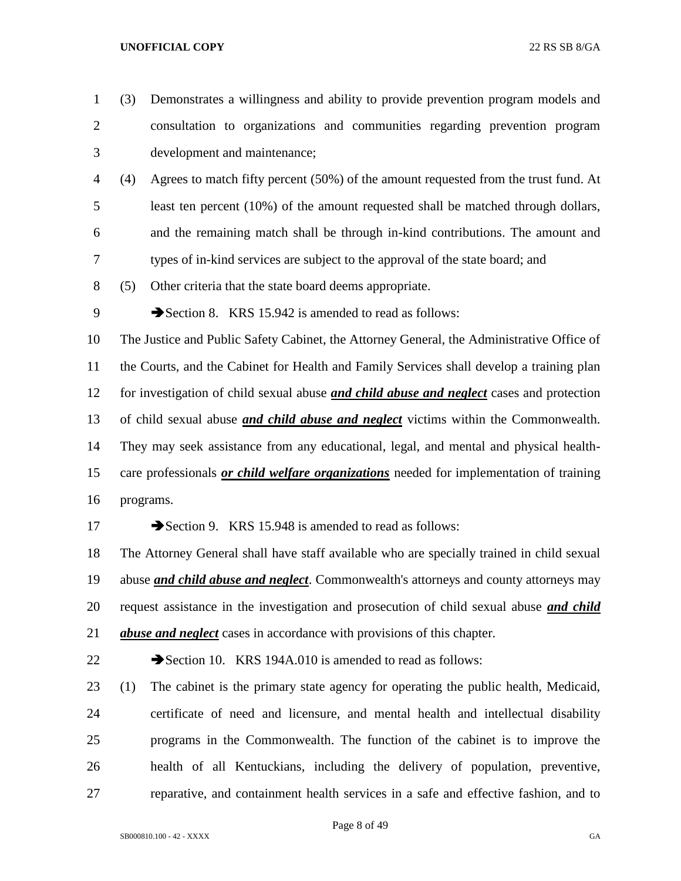(3) Demonstrates a willingness and ability to provide prevention program models and consultation to organizations and communities regarding prevention program development and maintenance;

(4) Agrees to match fifty percent (50%) of the amount requested from the trust fund. At least ten percent (10%) of the amount requested shall be matched through dollars, and the remaining match shall be through in-kind contributions. The amount and types of in-kind services are subject to the approval of the state board; and

(5) Other criteria that the state board deems appropriate.

➔Section 8. KRS 15.942 is amended to read as follows:

The Justice and Public Safety Cabinet, the Attorney General, the Administrative Office of the Courts, and the Cabinet for Health and Family Services shall develop a training plan for investigation of child sexual abuse ***and child abuse and neglect*** cases and protection of child sexual abuse ***and child abuse and neglect*** victims within the Commonwealth. They may seek assistance from any educational, legal, and mental and physical health-care professionals ***or child welfare organizations*** needed for implementation of training programs.

➔Section 9. KRS 15.948 is amended to read as follows:

The Attorney General shall have staff available who are specially trained in child sexual abuse ***and child abuse and neglect***. Commonwealth's attorneys and county attorneys may request assistance in the investigation and prosecution of child sexual abuse ***and child abuse and neglect*** cases in accordance with provisions of this chapter.

➔Section 10. KRS 194A.010 is amended to read as follows:

(1) The cabinet is the primary state agency for operating the public health, Medicaid, certificate of need and licensure, and mental health and intellectual disability programs in the Commonwealth. The function of the cabinet is to improve the health of all Kentuckians, including the delivery of population, preventive, reparative, and containment health services in a safe and effective fashion, and to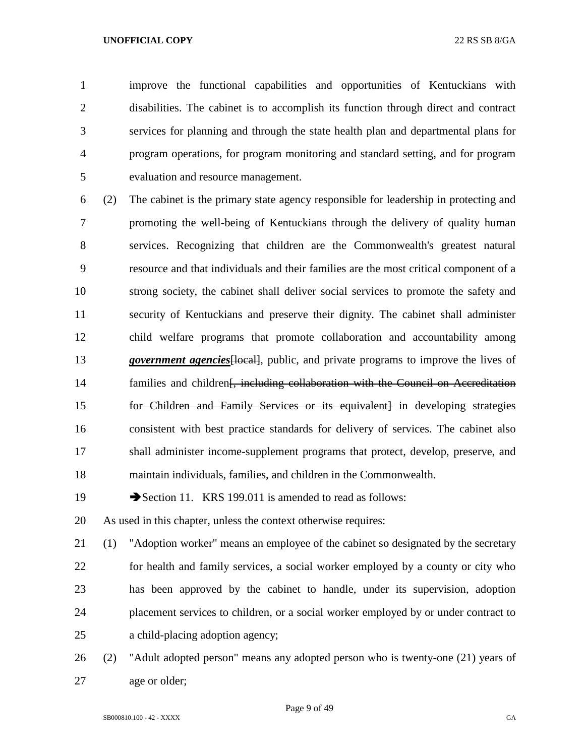improve the functional capabilities and opportunities of Kentuckians with disabilities. The cabinet is to accomplish its function through direct and contract services for planning and through the state health plan and departmental plans for program operations, for program monitoring and standard setting, and for program evaluation and resource management.

(2) The cabinet is the primary state agency responsible for leadership in protecting and promoting the well-being of Kentuckians through the delivery of quality human services. Recognizing that children are the Commonwealth's greatest natural resource and that individuals and their families are the most critical component of a strong society, the cabinet shall deliver social services to promote the safety and security of Kentuckians and preserve their dignity. The cabinet shall administer child welfare programs that promote collaboration and accountability among ***government agencies***~~[local]~~, public, and private programs to improve the lives of families and children~~[, including collaboration with the Council on Accreditation for Children and Family Services or its equivalent]~~ in developing strategies consistent with best practice standards for delivery of services. The cabinet also shall administer income-supplement programs that protect, develop, preserve, and maintain individuals, families, and children in the Commonwealth.

➔Section 11. KRS 199.011 is amended to read as follows:

As used in this chapter, unless the context otherwise requires:

(1) "Adoption worker" means an employee of the cabinet so designated by the secretary for health and family services, a social worker employed by a county or city who has been approved by the cabinet to handle, under its supervision, adoption placement services to children, or a social worker employed by or under contract to a child-placing adoption agency;

(2) "Adult adopted person" means any adopted person who is twenty-one (21) years of age or older;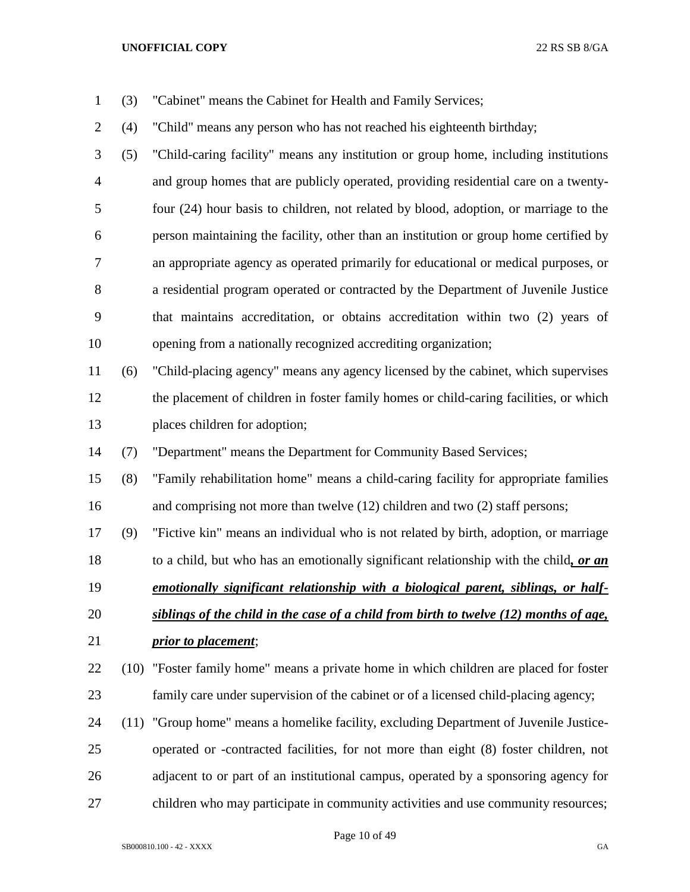(3) "Cabinet" means the Cabinet for Health and Family Services;

(4) "Child" means any person who has not reached his eighteenth birthday;

(5) "Child-caring facility" means any institution or group home, including institutions and group homes that are publicly operated, providing residential care on a twenty-four (24) hour basis to children, not related by blood, adoption, or marriage to the person maintaining the facility, other than an institution or group home certified by an appropriate agency as operated primarily for educational or medical purposes, or a residential program operated or contracted by the Department of Juvenile Justice that maintains accreditation, or obtains accreditation within two (2) years of opening from a nationally recognized accrediting organization;

(6) "Child-placing agency" means any agency licensed by the cabinet, which supervises the placement of children in foster family homes or child-caring facilities, or which places children for adoption;

(7) "Department" means the Department for Community Based Services;

(8) "Family rehabilitation home" means a child-caring facility for appropriate families and comprising not more than twelve (12) children and two (2) staff persons;

(9) "Fictive kin" means an individual who is not related by birth, adoption, or marriage to a child, but who has an emotionally significant relationship with the child***, or an emotionally significant relationship with a biological parent, siblings, or half-siblings of the child in the case of a child from birth to twelve (12) months of age, prior to placement***;

(10) "Foster family home" means a private home in which children are placed for foster family care under supervision of the cabinet or of a licensed child-placing agency;

(11) "Group home" means a homelike facility, excluding Department of Juvenile Justice-operated or -contracted facilities, for not more than eight (8) foster children, not adjacent to or part of an institutional campus, operated by a sponsoring agency for children who may participate in community activities and use community resources;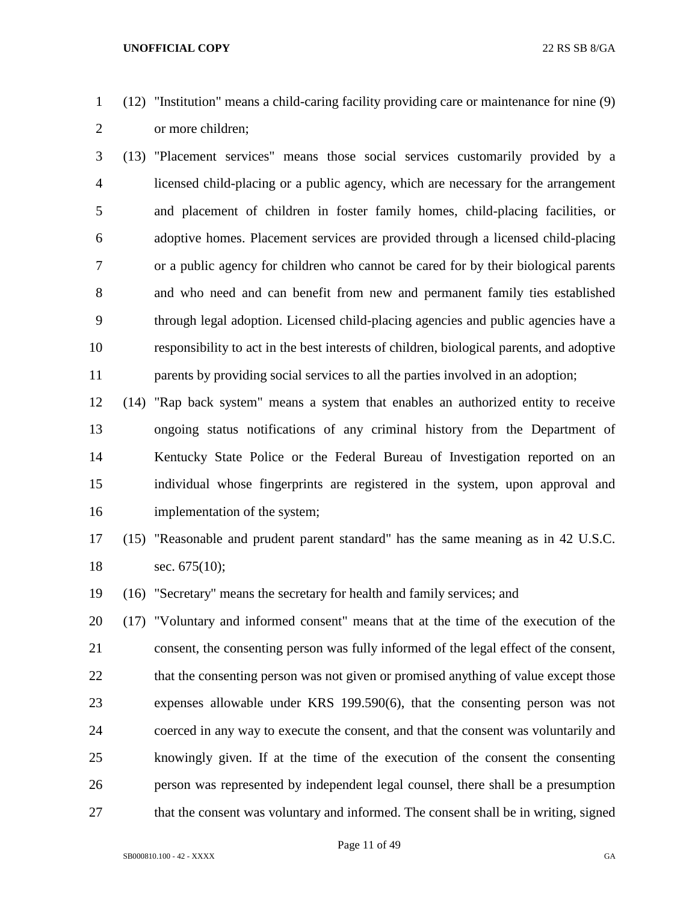(12) "Institution" means a child-caring facility providing care or maintenance for nine (9) or more children;

(13) "Placement services" means those social services customarily provided by a licensed child-placing or a public agency, which are necessary for the arrangement and placement of children in foster family homes, child-placing facilities, or adoptive homes. Placement services are provided through a licensed child-placing or a public agency for children who cannot be cared for by their biological parents and who need and can benefit from new and permanent family ties established through legal adoption. Licensed child-placing agencies and public agencies have a responsibility to act in the best interests of children, biological parents, and adoptive parents by providing social services to all the parties involved in an adoption;

(14) "Rap back system" means a system that enables an authorized entity to receive ongoing status notifications of any criminal history from the Department of Kentucky State Police or the Federal Bureau of Investigation reported on an individual whose fingerprints are registered in the system, upon approval and implementation of the system;

(15) "Reasonable and prudent parent standard" has the same meaning as in 42 U.S.C. sec. 675(10);

(16) "Secretary" means the secretary for health and family services; and

(17) "Voluntary and informed consent" means that at the time of the execution of the consent, the consenting person was fully informed of the legal effect of the consent, that the consenting person was not given or promised anything of value except those expenses allowable under KRS 199.590(6), that the consenting person was not coerced in any way to execute the consent, and that the consent was voluntarily and knowingly given. If at the time of the execution of the consent the consenting person was represented by independent legal counsel, there shall be a presumption that the consent was voluntary and informed. The consent shall be in writing, signed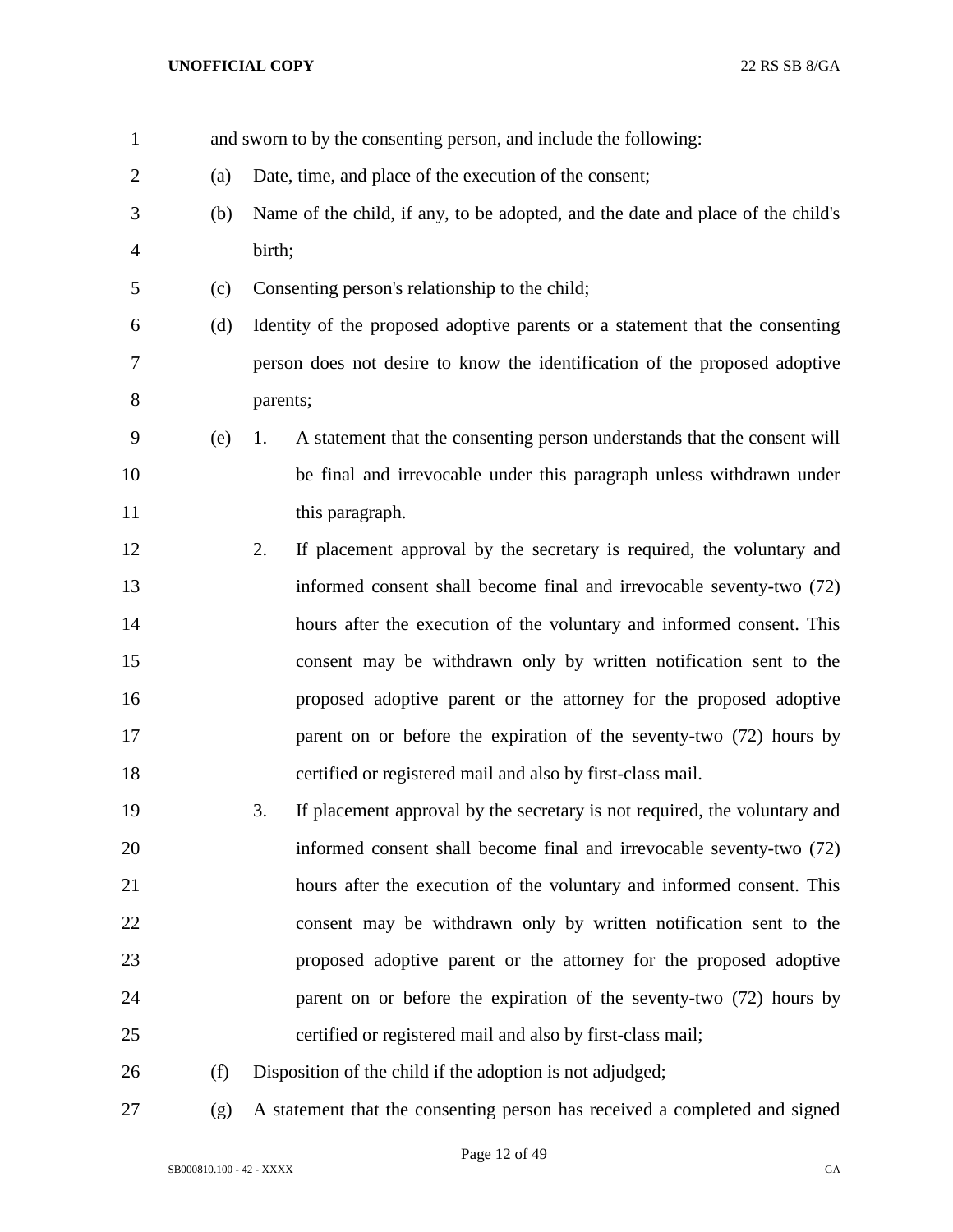and sworn to by the consenting person, and include the following:

(a) Date, time, and place of the execution of the consent;

(b) Name of the child, if any, to be adopted, and the date and place of the child's birth;

(c) Consenting person's relationship to the child;

(d) Identity of the proposed adoptive parents or a statement that the consenting person does not desire to know the identification of the proposed adoptive parents;

(e) 1. A statement that the consenting person understands that the consent will be final and irrevocable under this paragraph unless withdrawn under this paragraph.

2. If placement approval by the secretary is required, the voluntary and informed consent shall become final and irrevocable seventy-two (72) hours after the execution of the voluntary and informed consent. This consent may be withdrawn only by written notification sent to the proposed adoptive parent or the attorney for the proposed adoptive parent on or before the expiration of the seventy-two (72) hours by certified or registered mail and also by first-class mail.

3. If placement approval by the secretary is not required, the voluntary and informed consent shall become final and irrevocable seventy-two (72) hours after the execution of the voluntary and informed consent. This consent may be withdrawn only by written notification sent to the proposed adoptive parent or the attorney for the proposed adoptive parent on or before the expiration of the seventy-two (72) hours by certified or registered mail and also by first-class mail;

(f) Disposition of the child if the adoption is not adjudged;

(g) A statement that the consenting person has received a completed and signed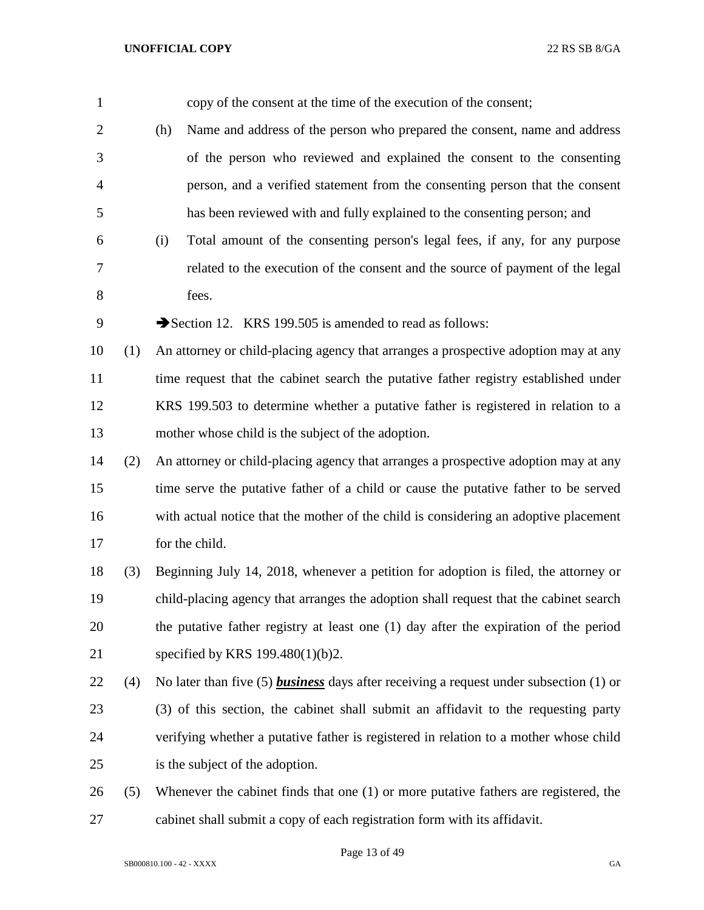copy of the consent at the time of the execution of the consent;

(h) Name and address of the person who prepared the consent, name and address of the person who reviewed and explained the consent to the consenting person, and a verified statement from the consenting person that the consent has been reviewed with and fully explained to the consenting person; and

(i) Total amount of the consenting person's legal fees, if any, for any purpose related to the execution of the consent and the source of payment of the legal fees.

➔Section 12. KRS 199.505 is amended to read as follows:

(1) An attorney or child-placing agency that arranges a prospective adoption may at any time request that the cabinet search the putative father registry established under KRS 199.503 to determine whether a putative father is registered in relation to a mother whose child is the subject of the adoption.

(2) An attorney or child-placing agency that arranges a prospective adoption may at any time serve the putative father of a child or cause the putative father to be served with actual notice that the mother of the child is considering an adoptive placement for the child.

(3) Beginning July 14, 2018, whenever a petition for adoption is filed, the attorney or child-placing agency that arranges the adoption shall request that the cabinet search the putative father registry at least one (1) day after the expiration of the period specified by KRS 199.480(1)(b)2.

(4) No later than five (5) ***business*** days after receiving a request under subsection (1) or (3) of this section, the cabinet shall submit an affidavit to the requesting party verifying whether a putative father is registered in relation to a mother whose child is the subject of the adoption.

(5) Whenever the cabinet finds that one (1) or more putative fathers are registered, the cabinet shall submit a copy of each registration form with its affidavit.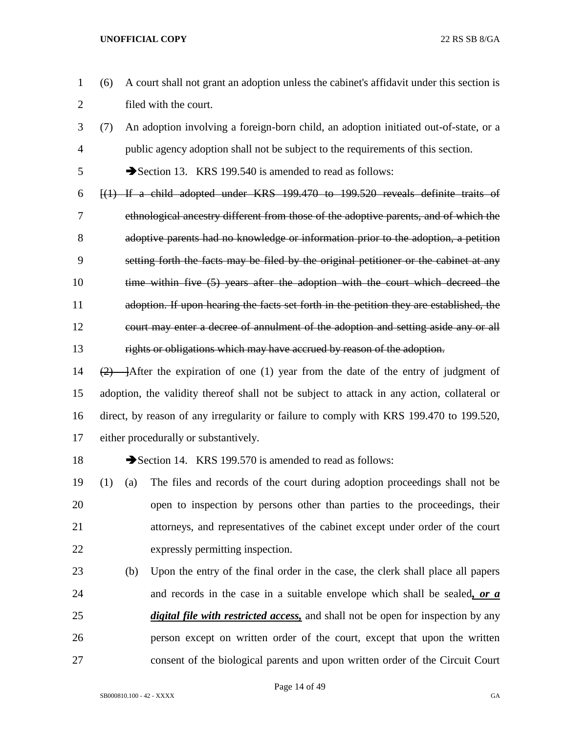(6) A court shall not grant an adoption unless the cabinet's affidavit under this section is filed with the court.

(7) An adoption involving a foreign-born child, an adoption initiated out-of-state, or a public agency adoption shall not be subject to the requirements of this section.

➔Section 13. KRS 199.540 is amended to read as follows:

[~~(1) If a child adopted under KRS 199.470 to 199.520 reveals definite traits of ethnological ancestry different from those of the adoptive parents, and of which the adoptive parents had no knowledge or information prior to the adoption, a petition setting forth the facts may be filed by the original petitioner or the cabinet at any time within five (5) years after the adoption with the court which decreed the adoption. If upon hearing the facts set forth in the petition they are established, the court may enter a decree of annulment of the adoption and setting aside any or all rights or obligations which may have accrued by reason of the adoption.~~

~~(2)~~ ]After the expiration of one (1) year from the date of the entry of judgment of adoption, the validity thereof shall not be subject to attack in any action, collateral or direct, by reason of any irregularity or failure to comply with KRS 199.470 to 199.520, either procedurally or substantively.

➔Section 14. KRS 199.570 is amended to read as follows:

(1) (a) The files and records of the court during adoption proceedings shall not be open to inspection by persons other than parties to the proceedings, their attorneys, and representatives of the cabinet except under order of the court expressly permitting inspection.

(b) Upon the entry of the final order in the case, the clerk shall place all papers and records in the case in a suitable envelope which shall be sealed***, or a digital file with restricted access,*** and shall not be open for inspection by any person except on written order of the court, except that upon the written consent of the biological parents and upon written order of the Circuit Court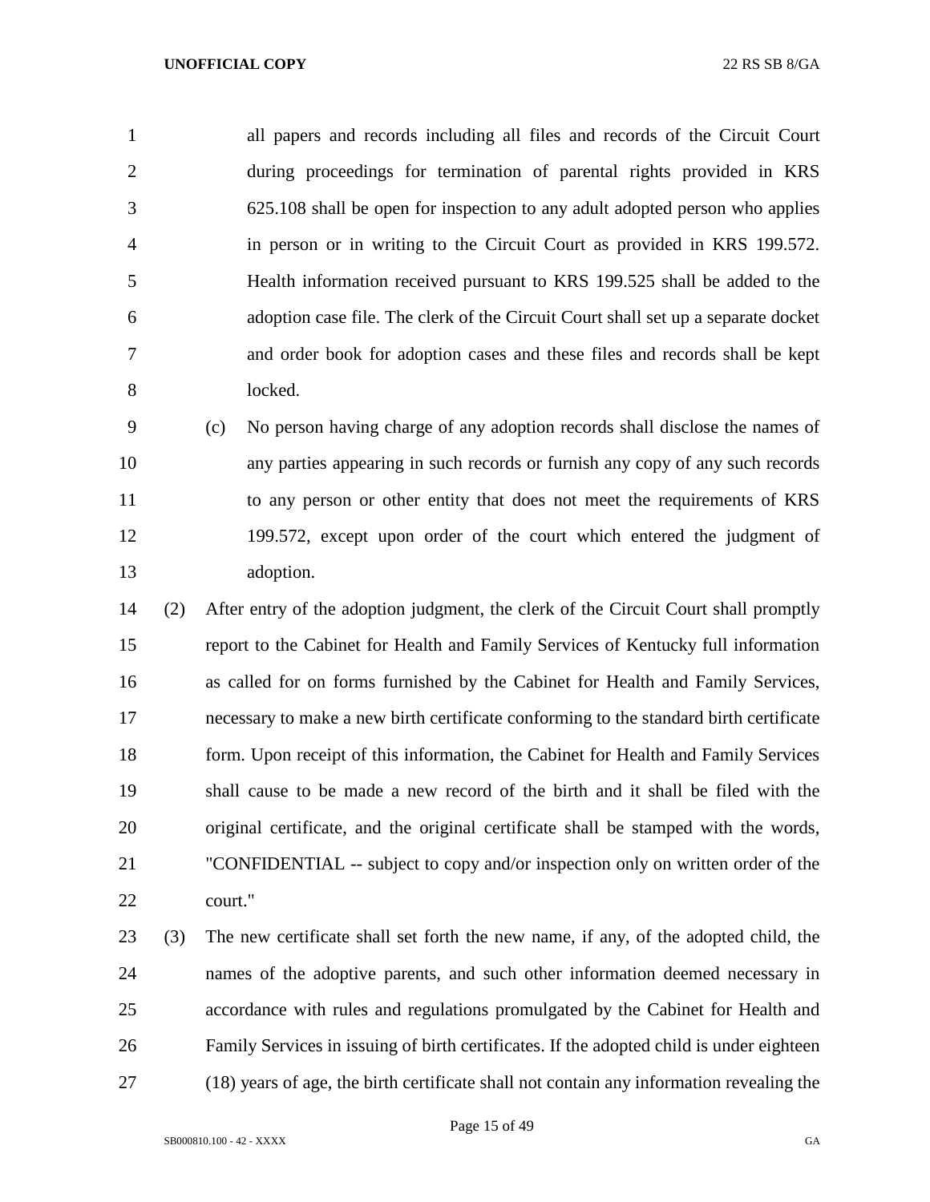all papers and records including all files and records of the Circuit Court during proceedings for termination of parental rights provided in KRS 625.108 shall be open for inspection to any adult adopted person who applies in person or in writing to the Circuit Court as provided in KRS 199.572. Health information received pursuant to KRS 199.525 shall be added to the adoption case file. The clerk of the Circuit Court shall set up a separate docket and order book for adoption cases and these files and records shall be kept locked.

(c) No person having charge of any adoption records shall disclose the names of any parties appearing in such records or furnish any copy of any such records to any person or other entity that does not meet the requirements of KRS 199.572, except upon order of the court which entered the judgment of adoption.

(2) After entry of the adoption judgment, the clerk of the Circuit Court shall promptly report to the Cabinet for Health and Family Services of Kentucky full information as called for on forms furnished by the Cabinet for Health and Family Services, necessary to make a new birth certificate conforming to the standard birth certificate form. Upon receipt of this information, the Cabinet for Health and Family Services shall cause to be made a new record of the birth and it shall be filed with the original certificate, and the original certificate shall be stamped with the words, "CONFIDENTIAL -- subject to copy and/or inspection only on written order of the court."

(3) The new certificate shall set forth the new name, if any, of the adopted child, the names of the adoptive parents, and such other information deemed necessary in accordance with rules and regulations promulgated by the Cabinet for Health and Family Services in issuing of birth certificates. If the adopted child is under eighteen (18) years of age, the birth certificate shall not contain any information revealing the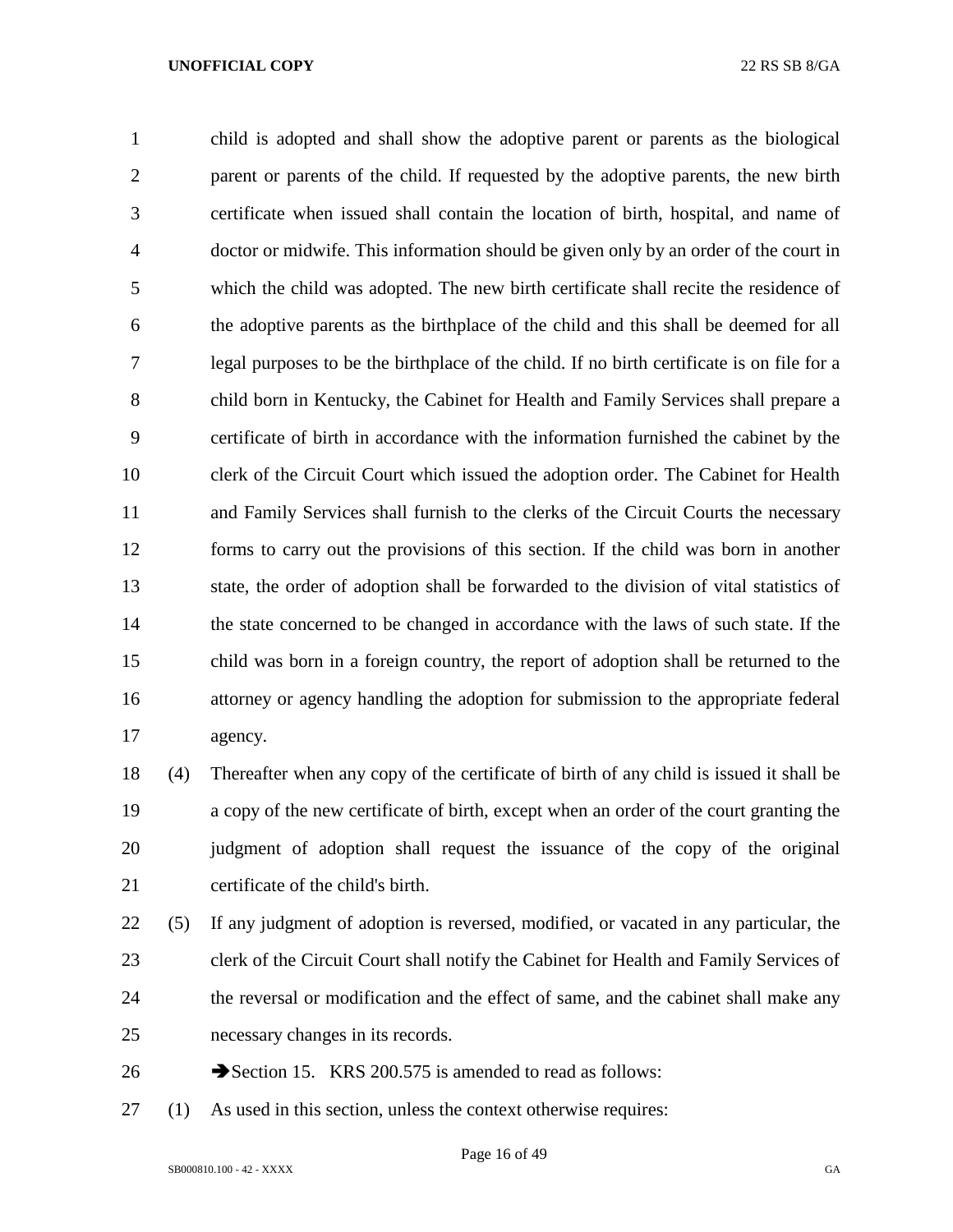child is adopted and shall show the adoptive parent or parents as the biological parent or parents of the child. If requested by the adoptive parents, the new birth certificate when issued shall contain the location of birth, hospital, and name of doctor or midwife. This information should be given only by an order of the court in which the child was adopted. The new birth certificate shall recite the residence of the adoptive parents as the birthplace of the child and this shall be deemed for all legal purposes to be the birthplace of the child. If no birth certificate is on file for a child born in Kentucky, the Cabinet for Health and Family Services shall prepare a certificate of birth in accordance with the information furnished the cabinet by the clerk of the Circuit Court which issued the adoption order. The Cabinet for Health and Family Services shall furnish to the clerks of the Circuit Courts the necessary forms to carry out the provisions of this section. If the child was born in another state, the order of adoption shall be forwarded to the division of vital statistics of the state concerned to be changed in accordance with the laws of such state. If the child was born in a foreign country, the report of adoption shall be returned to the attorney or agency handling the adoption for submission to the appropriate federal agency.

(4) Thereafter when any copy of the certificate of birth of any child is issued it shall be a copy of the new certificate of birth, except when an order of the court granting the judgment of adoption shall request the issuance of the copy of the original certificate of the child's birth.

(5) If any judgment of adoption is reversed, modified, or vacated in any particular, the clerk of the Circuit Court shall notify the Cabinet for Health and Family Services of the reversal or modification and the effect of same, and the cabinet shall make any necessary changes in its records.

➔Section 15. KRS 200.575 is amended to read as follows:

(1) As used in this section, unless the context otherwise requires: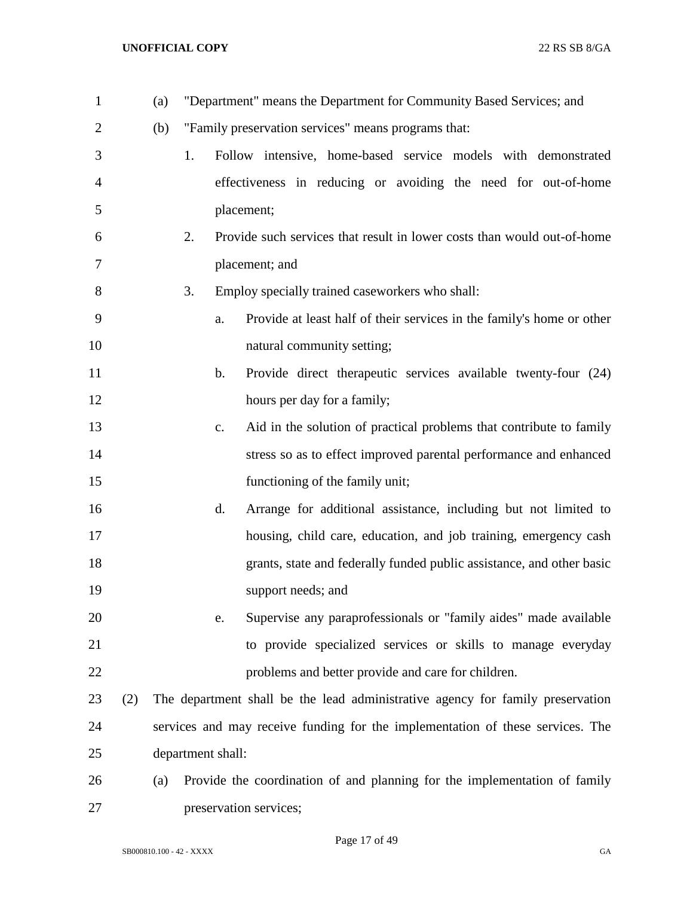(a) "Department" means the Department for Community Based Services; and

(b) "Family preservation services" means programs that:

1. Follow intensive, home-based service models with demonstrated effectiveness in reducing or avoiding the need for out-of-home placement;

2. Provide such services that result in lower costs than would out-of-home placement; and

3. Employ specially trained caseworkers who shall:

a. Provide at least half of their services in the family's home or other natural community setting;

b. Provide direct therapeutic services available twenty-four (24) hours per day for a family;

c. Aid in the solution of practical problems that contribute to family stress so as to effect improved parental performance and enhanced functioning of the family unit;

d. Arrange for additional assistance, including but not limited to housing, child care, education, and job training, emergency cash grants, state and federally funded public assistance, and other basic support needs; and

e. Supervise any paraprofessionals or "family aides" made available to provide specialized services or skills to manage everyday problems and better provide and care for children.

(2) The department shall be the lead administrative agency for family preservation services and may receive funding for the implementation of these services. The department shall:

(a) Provide the coordination of and planning for the implementation of family preservation services;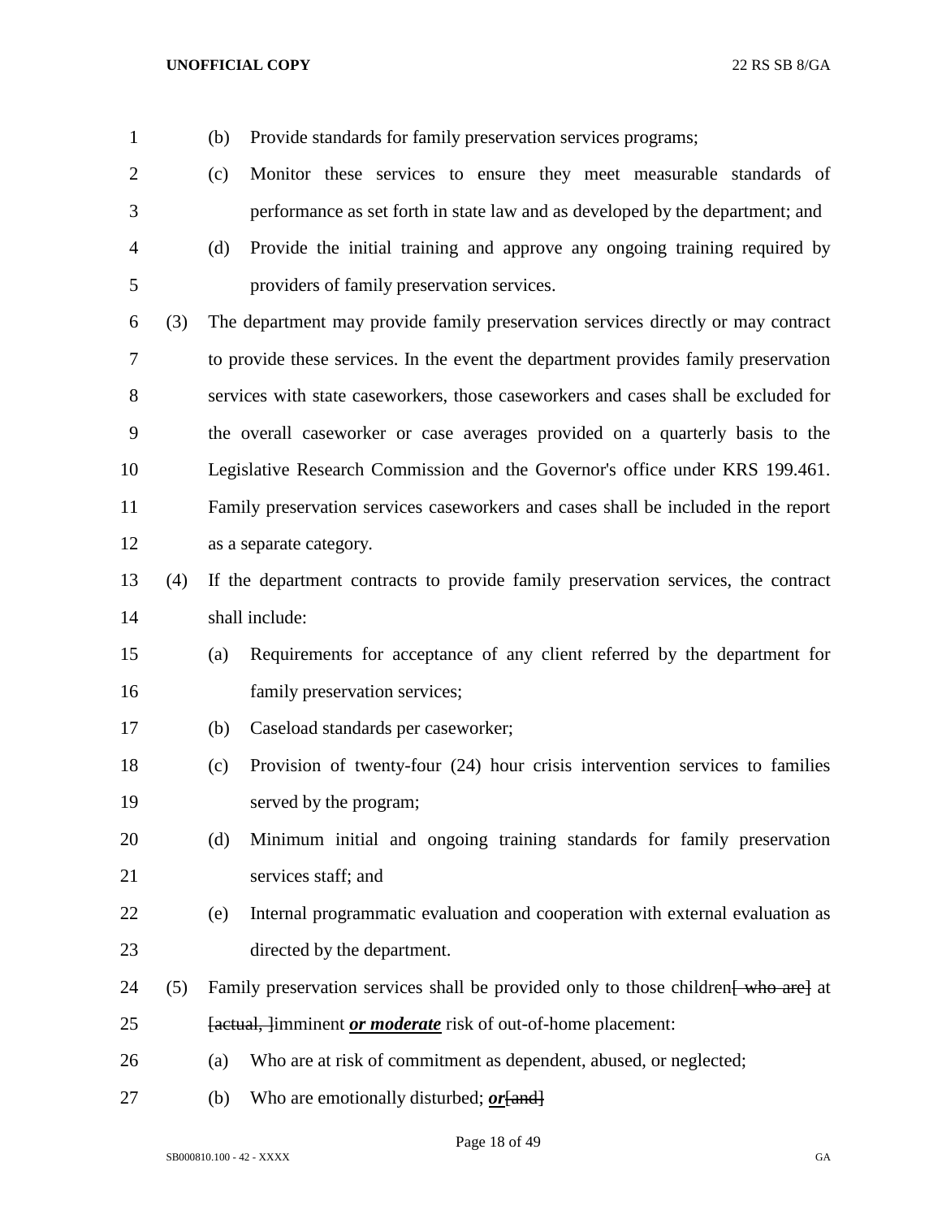(b) Provide standards for family preservation services programs;

(c) Monitor these services to ensure they meet measurable standards of performance as set forth in state law and as developed by the department; and

(d) Provide the initial training and approve any ongoing training required by providers of family preservation services.

(3) The department may provide family preservation services directly or may contract to provide these services. In the event the department provides family preservation services with state caseworkers, those caseworkers and cases shall be excluded for the overall caseworker or case averages provided on a quarterly basis to the Legislative Research Commission and the Governor's office under KRS 199.461. Family preservation services caseworkers and cases shall be included in the report as a separate category.

(4) If the department contracts to provide family preservation services, the contract shall include:

(a) Requirements for acceptance of any client referred by the department for family preservation services;

(b) Caseload standards per caseworker;

(c) Provision of twenty-four (24) hour crisis intervention services to families served by the program;

(d) Minimum initial and ongoing training standards for family preservation services staff; and

(e) Internal programmatic evaluation and cooperation with external evaluation as directed by the department.

(5) Family preservation services shall be provided only to those children~~[ who are]~~ at ~~[actual, ]~~imminent ***or moderate*** risk of out-of-home placement:

(a) Who are at risk of commitment as dependent, abused, or neglected;

(b) Who are emotionally disturbed; ***or***~~[and]~~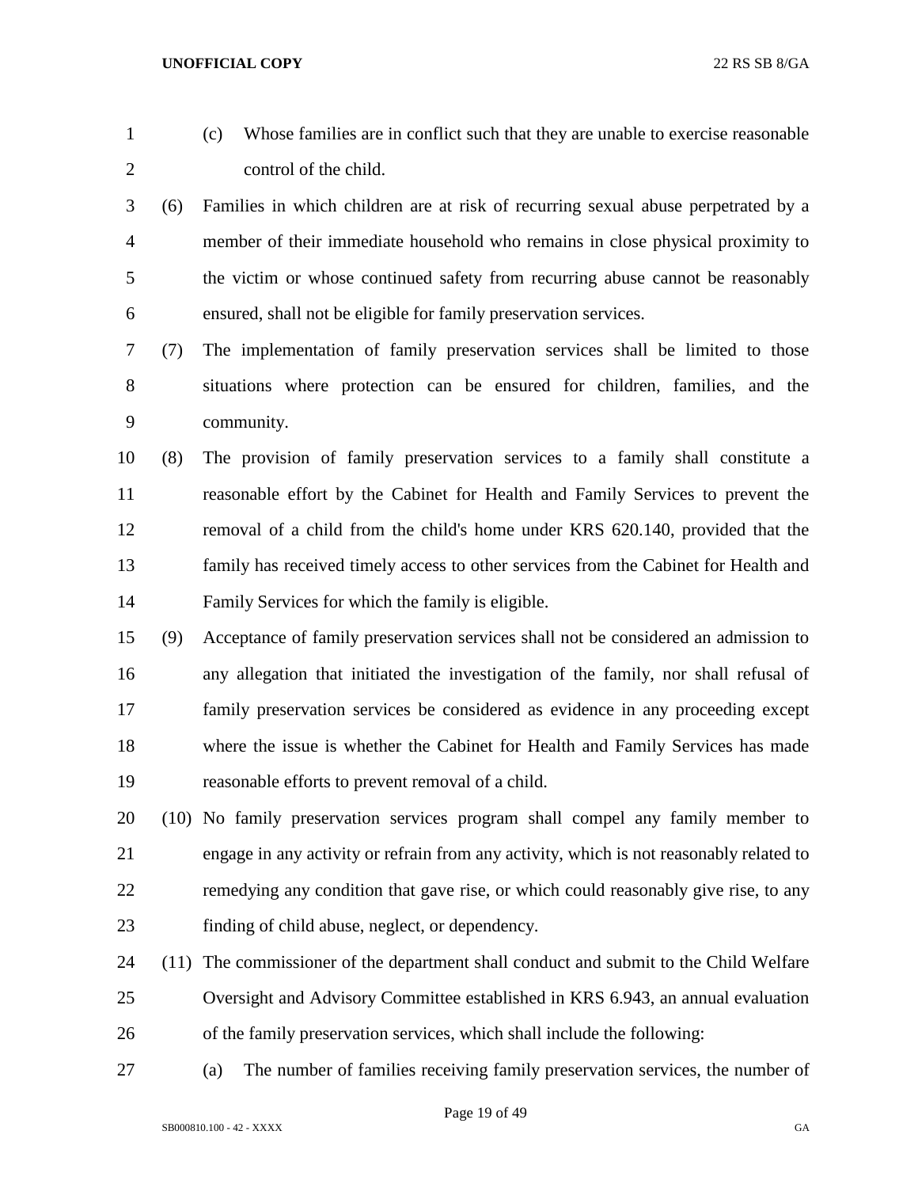(c) Whose families are in conflict such that they are unable to exercise reasonable control of the child.

(6) Families in which children are at risk of recurring sexual abuse perpetrated by a member of their immediate household who remains in close physical proximity to the victim or whose continued safety from recurring abuse cannot be reasonably ensured, shall not be eligible for family preservation services.

(7) The implementation of family preservation services shall be limited to those situations where protection can be ensured for children, families, and the community.

(8) The provision of family preservation services to a family shall constitute a reasonable effort by the Cabinet for Health and Family Services to prevent the removal of a child from the child's home under KRS 620.140, provided that the family has received timely access to other services from the Cabinet for Health and Family Services for which the family is eligible.

(9) Acceptance of family preservation services shall not be considered an admission to any allegation that initiated the investigation of the family, nor shall refusal of family preservation services be considered as evidence in any proceeding except where the issue is whether the Cabinet for Health and Family Services has made reasonable efforts to prevent removal of a child.

(10) No family preservation services program shall compel any family member to engage in any activity or refrain from any activity, which is not reasonably related to remedying any condition that gave rise, or which could reasonably give rise, to any finding of child abuse, neglect, or dependency.

(11) The commissioner of the department shall conduct and submit to the Child Welfare Oversight and Advisory Committee established in KRS 6.943, an annual evaluation of the family preservation services, which shall include the following:

(a) The number of families receiving family preservation services, the number of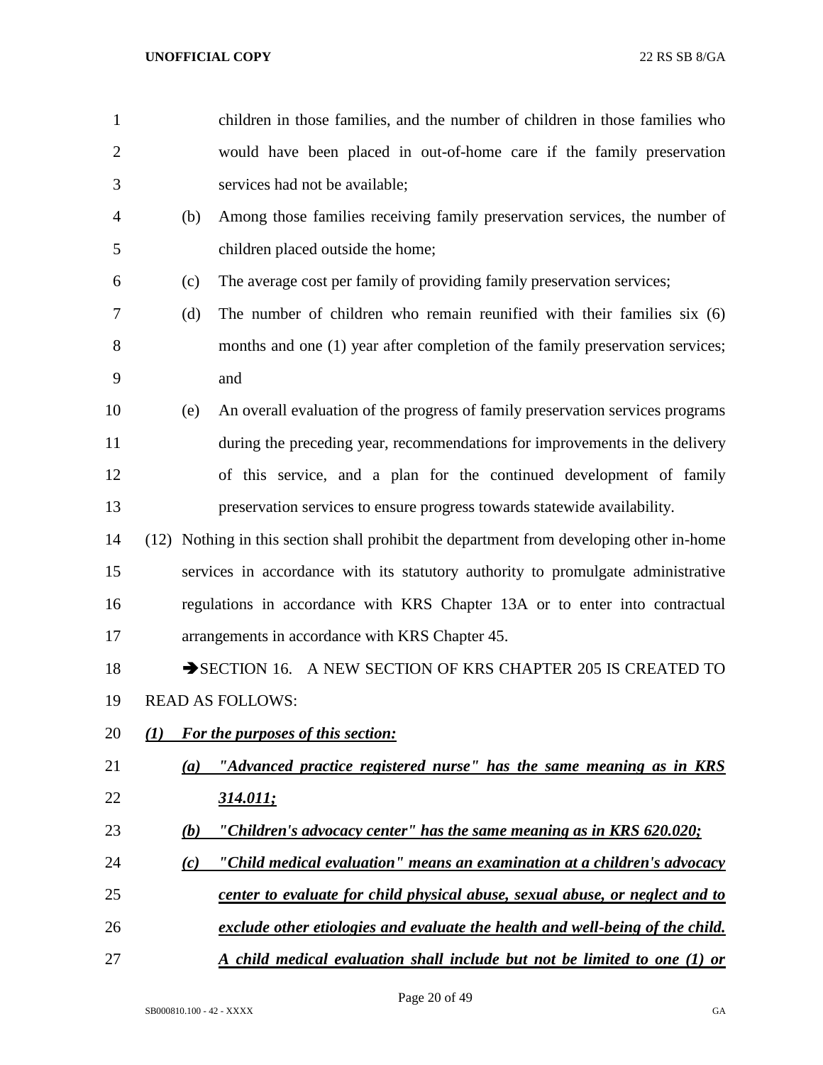children in those families, and the number of children in those families who would have been placed in out-of-home care if the family preservation services had not be available;

(b) Among those families receiving family preservation services, the number of children placed outside the home;

(c) The average cost per family of providing family preservation services;

(d) The number of children who remain reunified with their families six (6) months and one (1) year after completion of the family preservation services; and

(e) An overall evaluation of the progress of family preservation services programs during the preceding year, recommendations for improvements in the delivery of this service, and a plan for the continued development of family preservation services to ensure progress towards statewide availability.

(12) Nothing in this section shall prohibit the department from developing other in-home services in accordance with its statutory authority to promulgate administrative regulations in accordance with KRS Chapter 13A or to enter into contractual arrangements in accordance with KRS Chapter 45.

➔SECTION 16. A NEW SECTION OF KRS CHAPTER 205 IS CREATED TO READ AS FOLLOWS:

***(1) For the purposes of this section:***

***(a) "Advanced practice registered nurse" has the same meaning as in KRS 314.011;***

***(b) "Children's advocacy center" has the same meaning as in KRS 620.020;***

***(c) "Child medical evaluation" means an examination at a children's advocacy center to evaluate for child physical abuse, sexual abuse, or neglect and to exclude other etiologies and evaluate the health and well-being of the child. A child medical evaluation shall include but not be limited to one (1) or***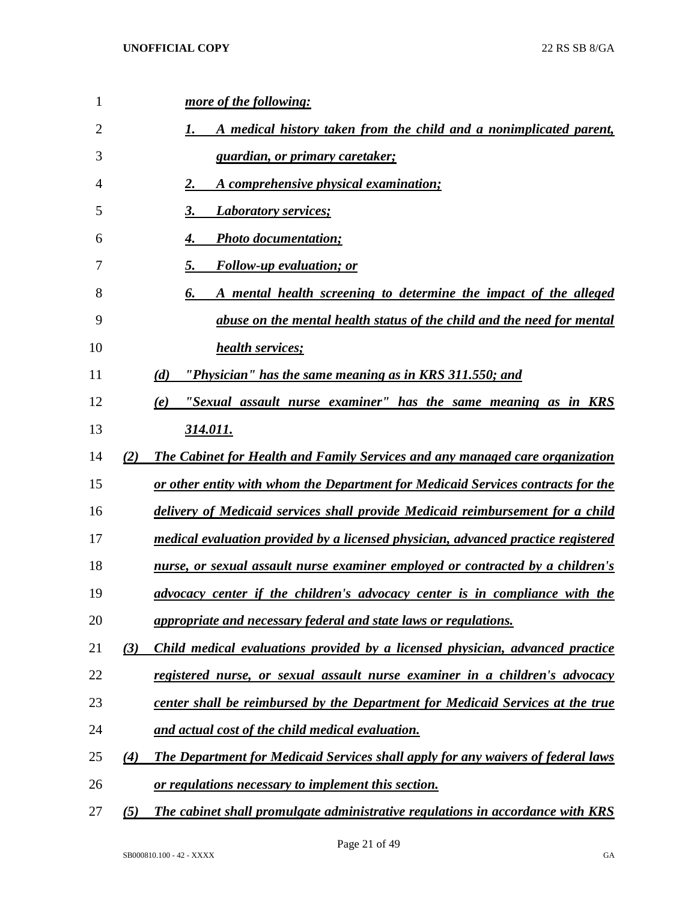*more of the following:*

1. *A medical history taken from the child and a nonimplicated parent, guardian, or primary caretaker;*
2. *A comprehensive physical examination;*
3. *Laboratory services;*
4. *Photo documentation;*
5. *Follow-up evaluation; or*
6. *A mental health screening to determine the impact of the alleged abuse on the mental health status of the child and the need for mental health services;*

*(d) "Physician" has the same meaning as in KRS 311.550; and*

*(e) "Sexual assault nurse examiner" has the same meaning as in KRS 314.011.*

*(2) The Cabinet for Health and Family Services and any managed care organization or other entity with whom the Department for Medicaid Services contracts for the delivery of Medicaid services shall provide Medicaid reimbursement for a child medical evaluation provided by a licensed physician, advanced practice registered nurse, or sexual assault nurse examiner employed or contracted by a children's advocacy center if the children's advocacy center is in compliance with the appropriate and necessary federal and state laws or regulations.*

*(3) Child medical evaluations provided by a licensed physician, advanced practice registered nurse, or sexual assault nurse examiner in a children's advocacy center shall be reimbursed by the Department for Medicaid Services at the true and actual cost of the child medical evaluation.*

*(4) The Department for Medicaid Services shall apply for any waivers of federal laws or regulations necessary to implement this section.*

*(5) The cabinet shall promulgate administrative regulations in accordance with KRS*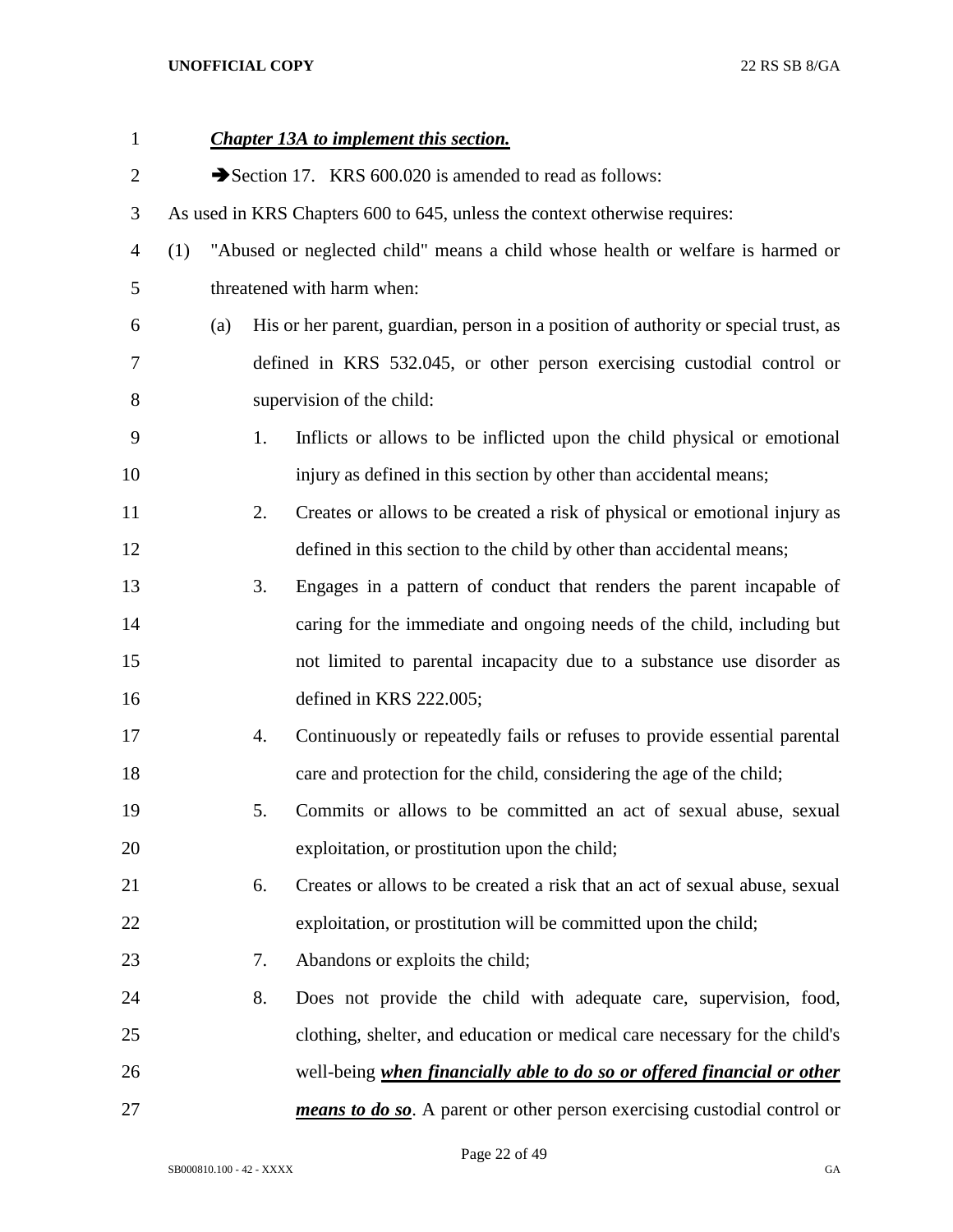***Chapter 13A to implement this section.***

➔Section 17. KRS 600.020 is amended to read as follows:

As used in KRS Chapters 600 to 645, unless the context otherwise requires:

(1) "Abused or neglected child" means a child whose health or welfare is harmed or threatened with harm when:

(a) His or her parent, guardian, person in a position of authority or special trust, as defined in KRS 532.045, or other person exercising custodial control or supervision of the child:

1. Inflicts or allows to be inflicted upon the child physical or emotional injury as defined in this section by other than accidental means;

2. Creates or allows to be created a risk of physical or emotional injury as defined in this section to the child by other than accidental means;

3. Engages in a pattern of conduct that renders the parent incapable of caring for the immediate and ongoing needs of the child, including but not limited to parental incapacity due to a substance use disorder as defined in KRS 222.005;

4. Continuously or repeatedly fails or refuses to provide essential parental care and protection for the child, considering the age of the child;

5. Commits or allows to be committed an act of sexual abuse, sexual exploitation, or prostitution upon the child;

6. Creates or allows to be created a risk that an act of sexual abuse, sexual exploitation, or prostitution will be committed upon the child;

7. Abandons or exploits the child;

8. Does not provide the child with adequate care, supervision, food, clothing, shelter, and education or medical care necessary for the child's well-being ***when financially able to do so or offered financial or other means to do so***. A parent or other person exercising custodial control or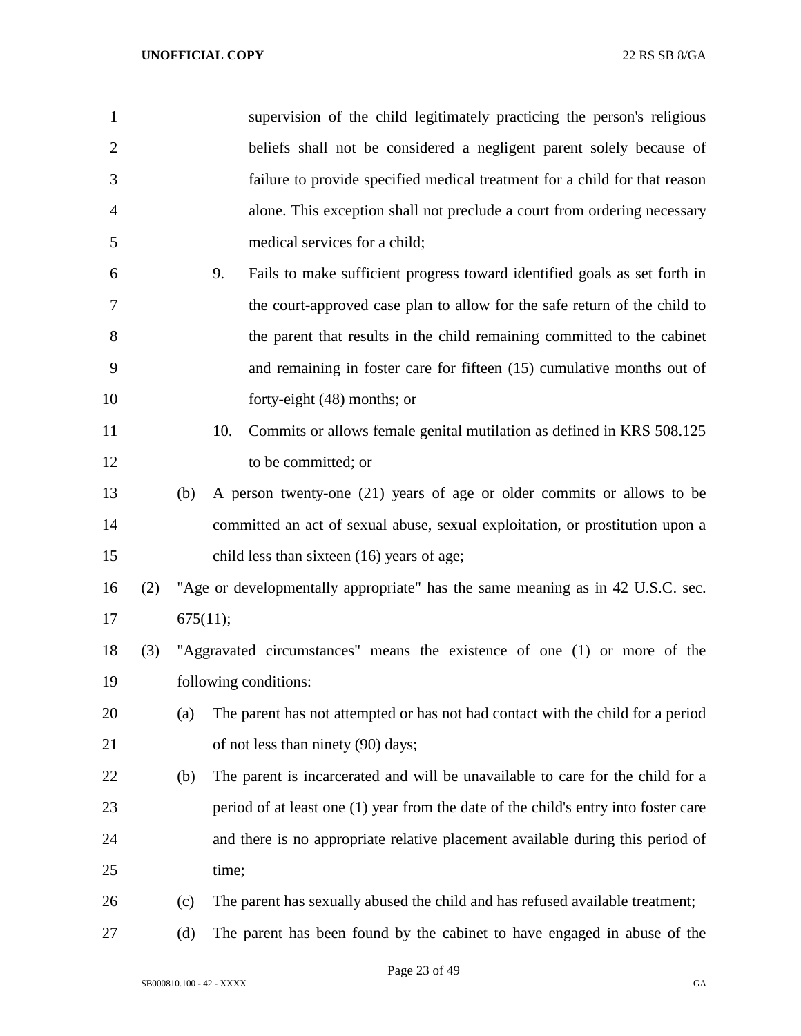supervision of the child legitimately practicing the person's religious beliefs shall not be considered a negligent parent solely because of failure to provide specified medical treatment for a child for that reason alone. This exception shall not preclude a court from ordering necessary medical services for a child;

9. Fails to make sufficient progress toward identified goals as set forth in the court-approved case plan to allow for the safe return of the child to the parent that results in the child remaining committed to the cabinet and remaining in foster care for fifteen (15) cumulative months out of forty-eight (48) months; or

10. Commits or allows female genital mutilation as defined in KRS 508.125 to be committed; or

(b) A person twenty-one (21) years of age or older commits or allows to be committed an act of sexual abuse, sexual exploitation, or prostitution upon a child less than sixteen (16) years of age;

(2) "Age or developmentally appropriate" has the same meaning as in 42 U.S.C. sec. 675(11);

(3) "Aggravated circumstances" means the existence of one (1) or more of the following conditions:

(a) The parent has not attempted or has not had contact with the child for a period of not less than ninety (90) days;

(b) The parent is incarcerated and will be unavailable to care for the child for a period of at least one (1) year from the date of the child's entry into foster care and there is no appropriate relative placement available during this period of time;

(c) The parent has sexually abused the child and has refused available treatment;

(d) The parent has been found by the cabinet to have engaged in abuse of the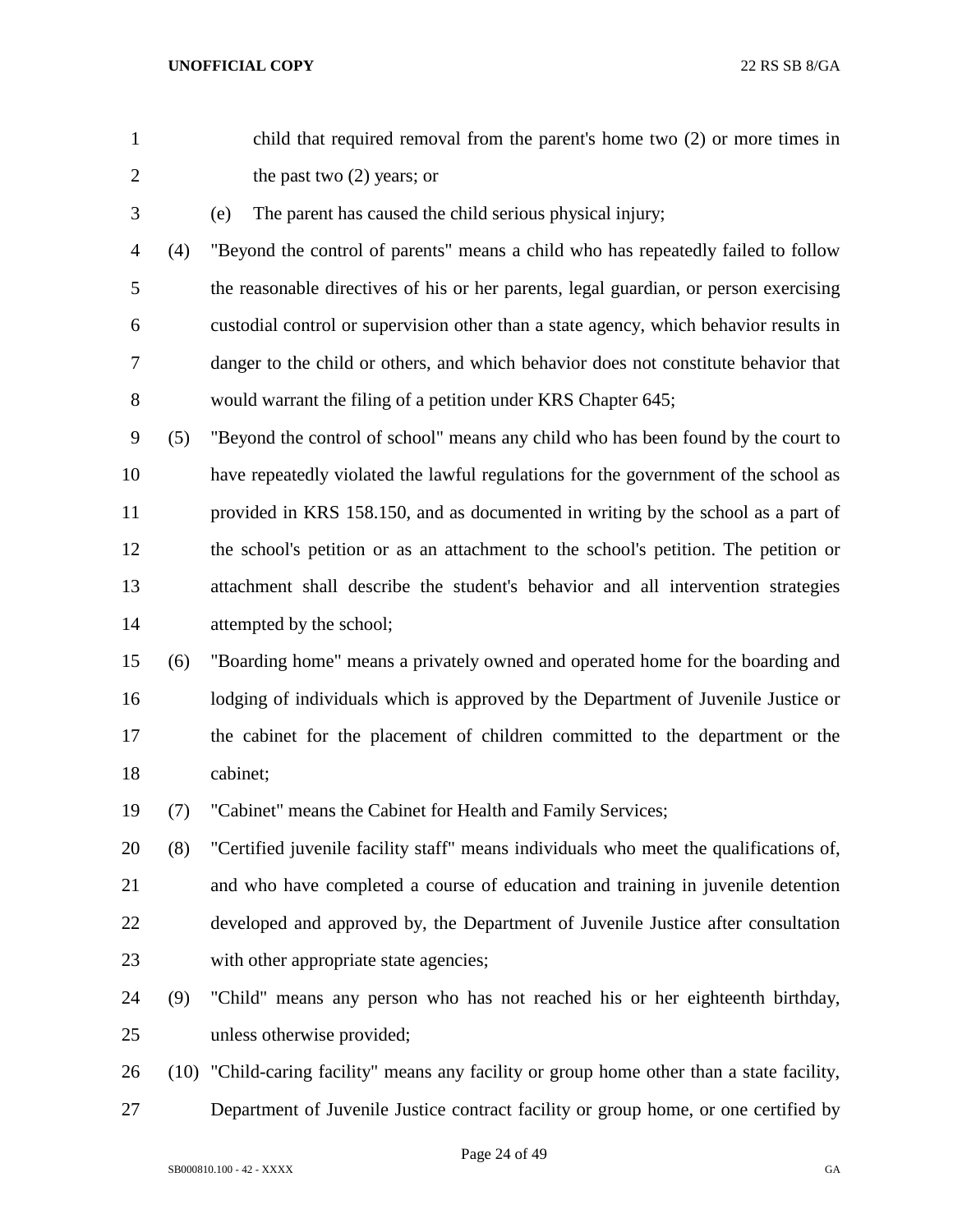child that required removal from the parent's home two (2) or more times in the past two (2) years; or

(e) The parent has caused the child serious physical injury;

(4) "Beyond the control of parents" means a child who has repeatedly failed to follow the reasonable directives of his or her parents, legal guardian, or person exercising custodial control or supervision other than a state agency, which behavior results in danger to the child or others, and which behavior does not constitute behavior that would warrant the filing of a petition under KRS Chapter 645;

(5) "Beyond the control of school" means any child who has been found by the court to have repeatedly violated the lawful regulations for the government of the school as provided in KRS 158.150, and as documented in writing by the school as a part of the school's petition or as an attachment to the school's petition. The petition or attachment shall describe the student's behavior and all intervention strategies attempted by the school;

(6) "Boarding home" means a privately owned and operated home for the boarding and lodging of individuals which is approved by the Department of Juvenile Justice or the cabinet for the placement of children committed to the department or the cabinet;

(7) "Cabinet" means the Cabinet for Health and Family Services;

(8) "Certified juvenile facility staff" means individuals who meet the qualifications of, and who have completed a course of education and training in juvenile detention developed and approved by, the Department of Juvenile Justice after consultation with other appropriate state agencies;

(9) "Child" means any person who has not reached his or her eighteenth birthday, unless otherwise provided;

(10) "Child-caring facility" means any facility or group home other than a state facility, Department of Juvenile Justice contract facility or group home, or one certified by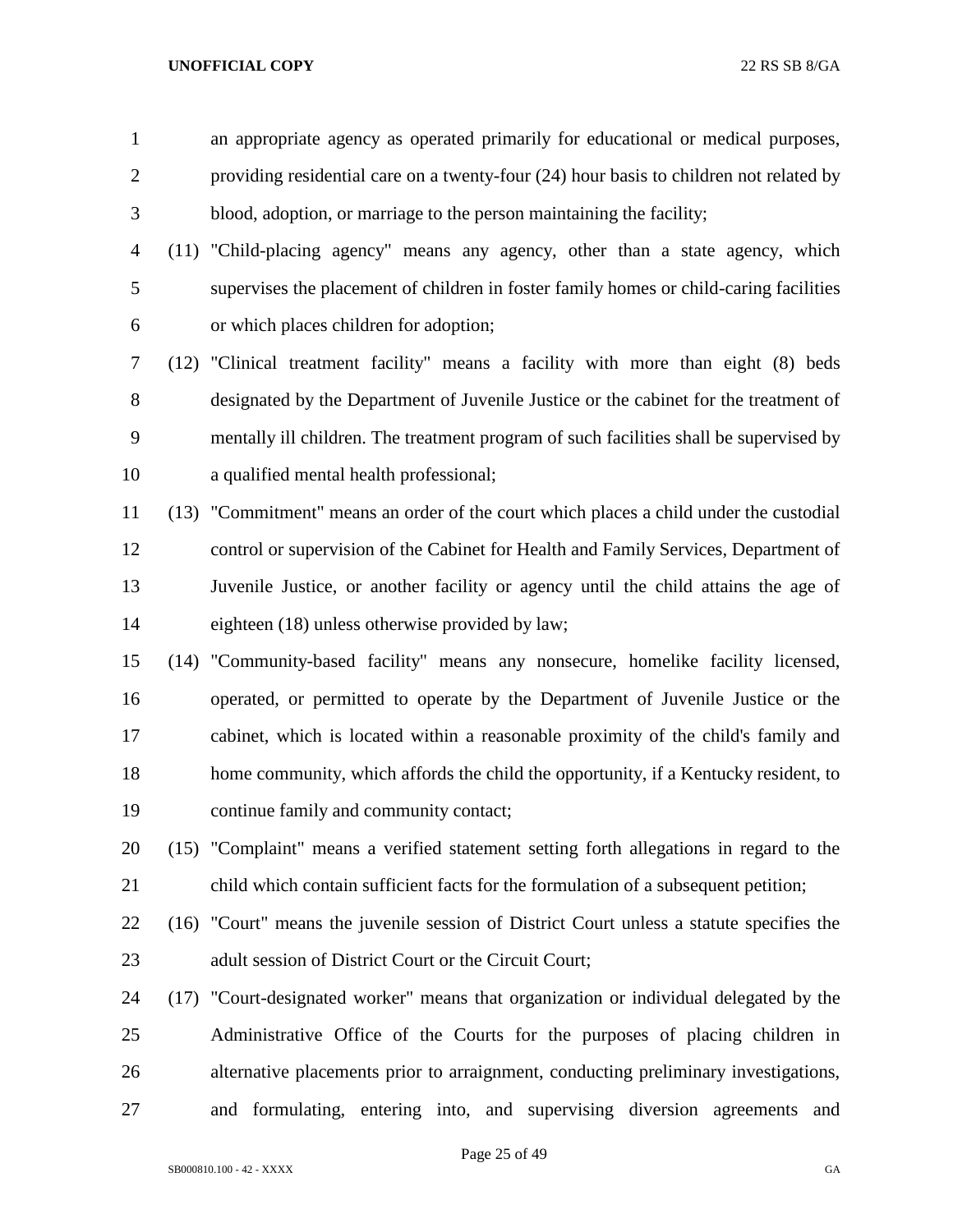an appropriate agency as operated primarily for educational or medical purposes, providing residential care on a twenty-four (24) hour basis to children not related by blood, adoption, or marriage to the person maintaining the facility;

(11) "Child-placing agency" means any agency, other than a state agency, which supervises the placement of children in foster family homes or child-caring facilities or which places children for adoption;

(12) "Clinical treatment facility" means a facility with more than eight (8) beds designated by the Department of Juvenile Justice or the cabinet for the treatment of mentally ill children. The treatment program of such facilities shall be supervised by a qualified mental health professional;

(13) "Commitment" means an order of the court which places a child under the custodial control or supervision of the Cabinet for Health and Family Services, Department of Juvenile Justice, or another facility or agency until the child attains the age of eighteen (18) unless otherwise provided by law;

(14) "Community-based facility" means any nonsecure, homelike facility licensed, operated, or permitted to operate by the Department of Juvenile Justice or the cabinet, which is located within a reasonable proximity of the child's family and home community, which affords the child the opportunity, if a Kentucky resident, to continue family and community contact;

(15) "Complaint" means a verified statement setting forth allegations in regard to the child which contain sufficient facts for the formulation of a subsequent petition;

(16) "Court" means the juvenile session of District Court unless a statute specifies the adult session of District Court or the Circuit Court;

(17) "Court-designated worker" means that organization or individual delegated by the Administrative Office of the Courts for the purposes of placing children in alternative placements prior to arraignment, conducting preliminary investigations, and formulating, entering into, and supervising diversion agreements and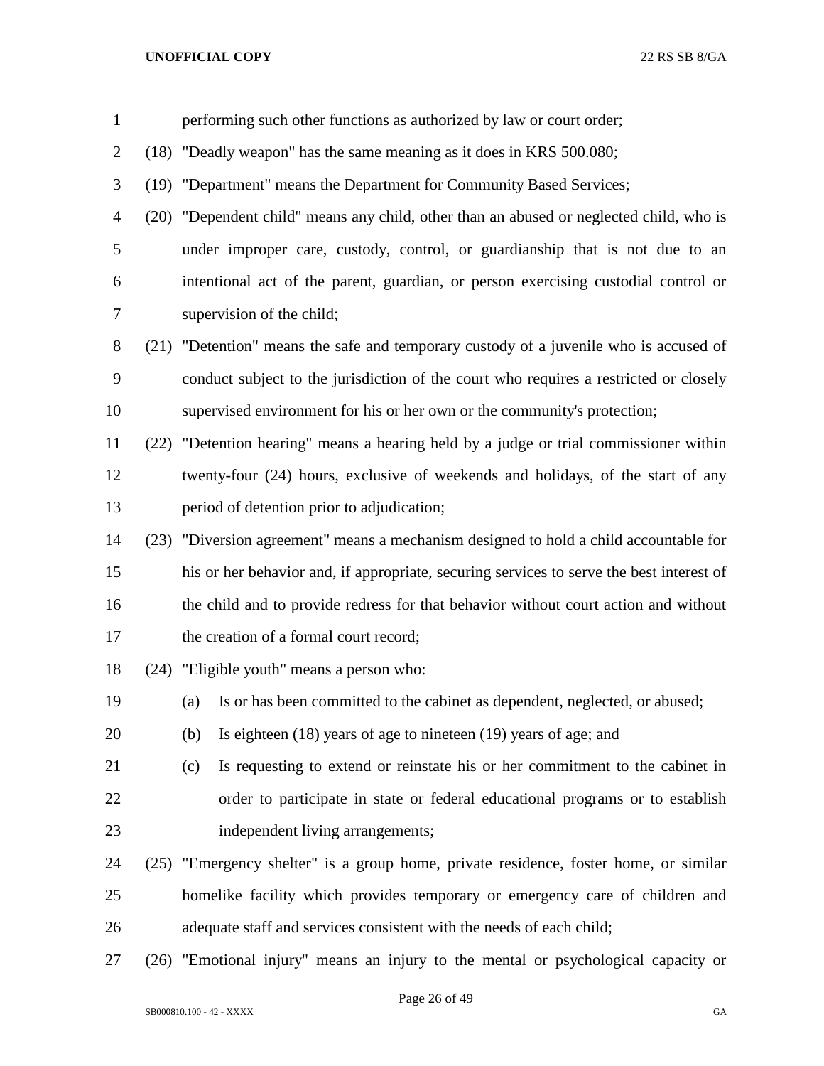performing such other functions as authorized by law or court order;

(18) "Deadly weapon" has the same meaning as it does in KRS 500.080;

(19) "Department" means the Department for Community Based Services;

(20) "Dependent child" means any child, other than an abused or neglected child, who is under improper care, custody, control, or guardianship that is not due to an intentional act of the parent, guardian, or person exercising custodial control or supervision of the child;

(21) "Detention" means the safe and temporary custody of a juvenile who is accused of conduct subject to the jurisdiction of the court who requires a restricted or closely supervised environment for his or her own or the community's protection;

(22) "Detention hearing" means a hearing held by a judge or trial commissioner within twenty-four (24) hours, exclusive of weekends and holidays, of the start of any period of detention prior to adjudication;

(23) "Diversion agreement" means a mechanism designed to hold a child accountable for his or her behavior and, if appropriate, securing services to serve the best interest of the child and to provide redress for that behavior without court action and without the creation of a formal court record;

(24) "Eligible youth" means a person who:

(a) Is or has been committed to the cabinet as dependent, neglected, or abused;

(b) Is eighteen (18) years of age to nineteen (19) years of age; and

(c) Is requesting to extend or reinstate his or her commitment to the cabinet in order to participate in state or federal educational programs or to establish independent living arrangements;

(25) "Emergency shelter" is a group home, private residence, foster home, or similar homelike facility which provides temporary or emergency care of children and adequate staff and services consistent with the needs of each child;

(26) "Emotional injury" means an injury to the mental or psychological capacity or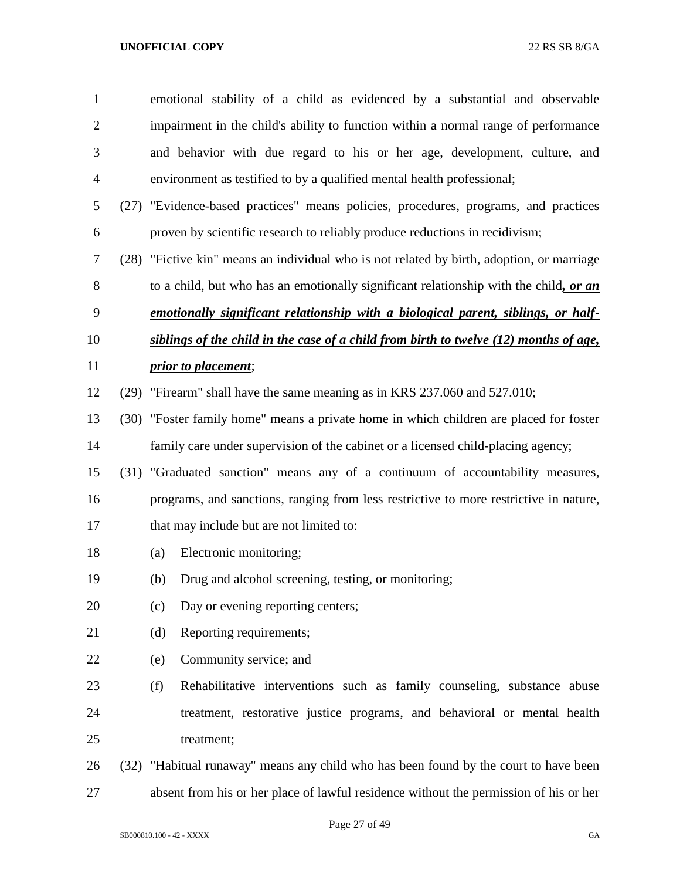emotional stability of a child as evidenced by a substantial and observable impairment in the child's ability to function within a normal range of performance and behavior with due regard to his or her age, development, culture, and environment as testified to by a qualified mental health professional;

(27) "Evidence-based practices" means policies, procedures, programs, and practices proven by scientific research to reliably produce reductions in recidivism;

(28) "Fictive kin" means an individual who is not related by birth, adoption, or marriage to a child, but who has an emotionally significant relationship with the child***, or an emotionally significant relationship with a biological parent, siblings, or half-siblings of the child in the case of a child from birth to twelve (12) months of age, prior to placement***;

(29) "Firearm" shall have the same meaning as in KRS 237.060 and 527.010;

(30) "Foster family home" means a private home in which children are placed for foster family care under supervision of the cabinet or a licensed child-placing agency;

(31) "Graduated sanction" means any of a continuum of accountability measures, programs, and sanctions, ranging from less restrictive to more restrictive in nature, that may include but are not limited to:

(a) Electronic monitoring;

(b) Drug and alcohol screening, testing, or monitoring;

(c) Day or evening reporting centers;

(d) Reporting requirements;

(e) Community service; and

(f) Rehabilitative interventions such as family counseling, substance abuse treatment, restorative justice programs, and behavioral or mental health treatment;

(32) "Habitual runaway" means any child who has been found by the court to have been absent from his or her place of lawful residence without the permission of his or her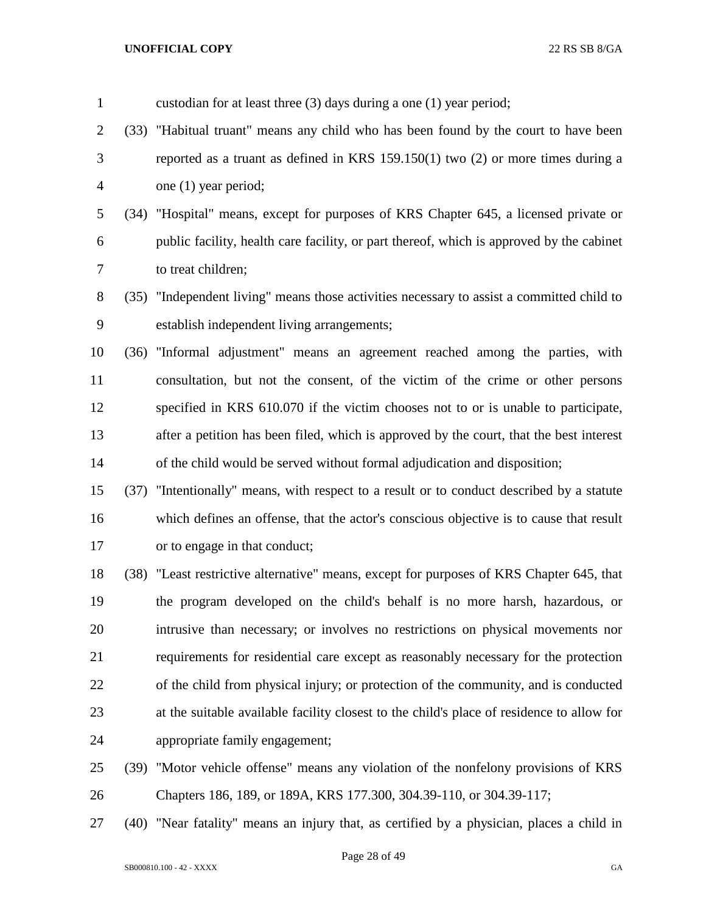custodian for at least three (3) days during a one (1) year period;

(33) "Habitual truant" means any child who has been found by the court to have been reported as a truant as defined in KRS 159.150(1) two (2) or more times during a one (1) year period;

(34) "Hospital" means, except for purposes of KRS Chapter 645, a licensed private or public facility, health care facility, or part thereof, which is approved by the cabinet to treat children;

(35) "Independent living" means those activities necessary to assist a committed child to establish independent living arrangements;

(36) "Informal adjustment" means an agreement reached among the parties, with consultation, but not the consent, of the victim of the crime or other persons specified in KRS 610.070 if the victim chooses not to or is unable to participate, after a petition has been filed, which is approved by the court, that the best interest of the child would be served without formal adjudication and disposition;

(37) "Intentionally" means, with respect to a result or to conduct described by a statute which defines an offense, that the actor's conscious objective is to cause that result or to engage in that conduct;

(38) "Least restrictive alternative" means, except for purposes of KRS Chapter 645, that the program developed on the child's behalf is no more harsh, hazardous, or intrusive than necessary; or involves no restrictions on physical movements nor requirements for residential care except as reasonably necessary for the protection of the child from physical injury; or protection of the community, and is conducted at the suitable available facility closest to the child's place of residence to allow for appropriate family engagement;

(39) "Motor vehicle offense" means any violation of the nonfelony provisions of KRS Chapters 186, 189, or 189A, KRS 177.300, 304.39-110, or 304.39-117;

(40) "Near fatality" means an injury that, as certified by a physician, places a child in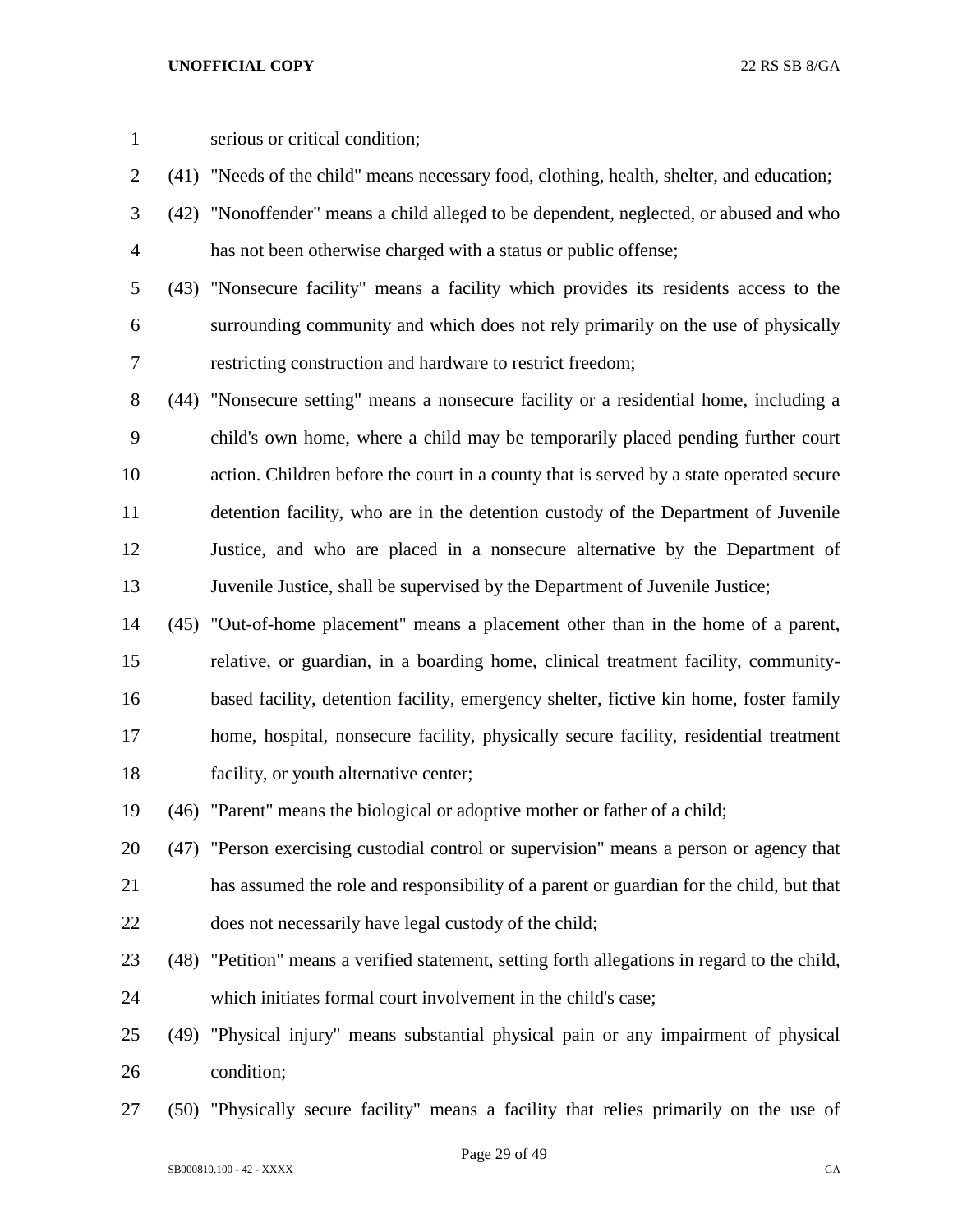serious or critical condition;

(41) "Needs of the child" means necessary food, clothing, health, shelter, and education;

(42) "Nonoffender" means a child alleged to be dependent, neglected, or abused and who has not been otherwise charged with a status or public offense;

(43) "Nonsecure facility" means a facility which provides its residents access to the surrounding community and which does not rely primarily on the use of physically restricting construction and hardware to restrict freedom;

(44) "Nonsecure setting" means a nonsecure facility or a residential home, including a child's own home, where a child may be temporarily placed pending further court action. Children before the court in a county that is served by a state operated secure detention facility, who are in the detention custody of the Department of Juvenile Justice, and who are placed in a nonsecure alternative by the Department of Juvenile Justice, shall be supervised by the Department of Juvenile Justice;

(45) "Out-of-home placement" means a placement other than in the home of a parent, relative, or guardian, in a boarding home, clinical treatment facility, community-based facility, detention facility, emergency shelter, fictive kin home, foster family home, hospital, nonsecure facility, physically secure facility, residential treatment facility, or youth alternative center;

(46) "Parent" means the biological or adoptive mother or father of a child;

(47) "Person exercising custodial control or supervision" means a person or agency that has assumed the role and responsibility of a parent or guardian for the child, but that does not necessarily have legal custody of the child;

(48) "Petition" means a verified statement, setting forth allegations in regard to the child, which initiates formal court involvement in the child's case;

(49) "Physical injury" means substantial physical pain or any impairment of physical condition;

(50) "Physically secure facility" means a facility that relies primarily on the use of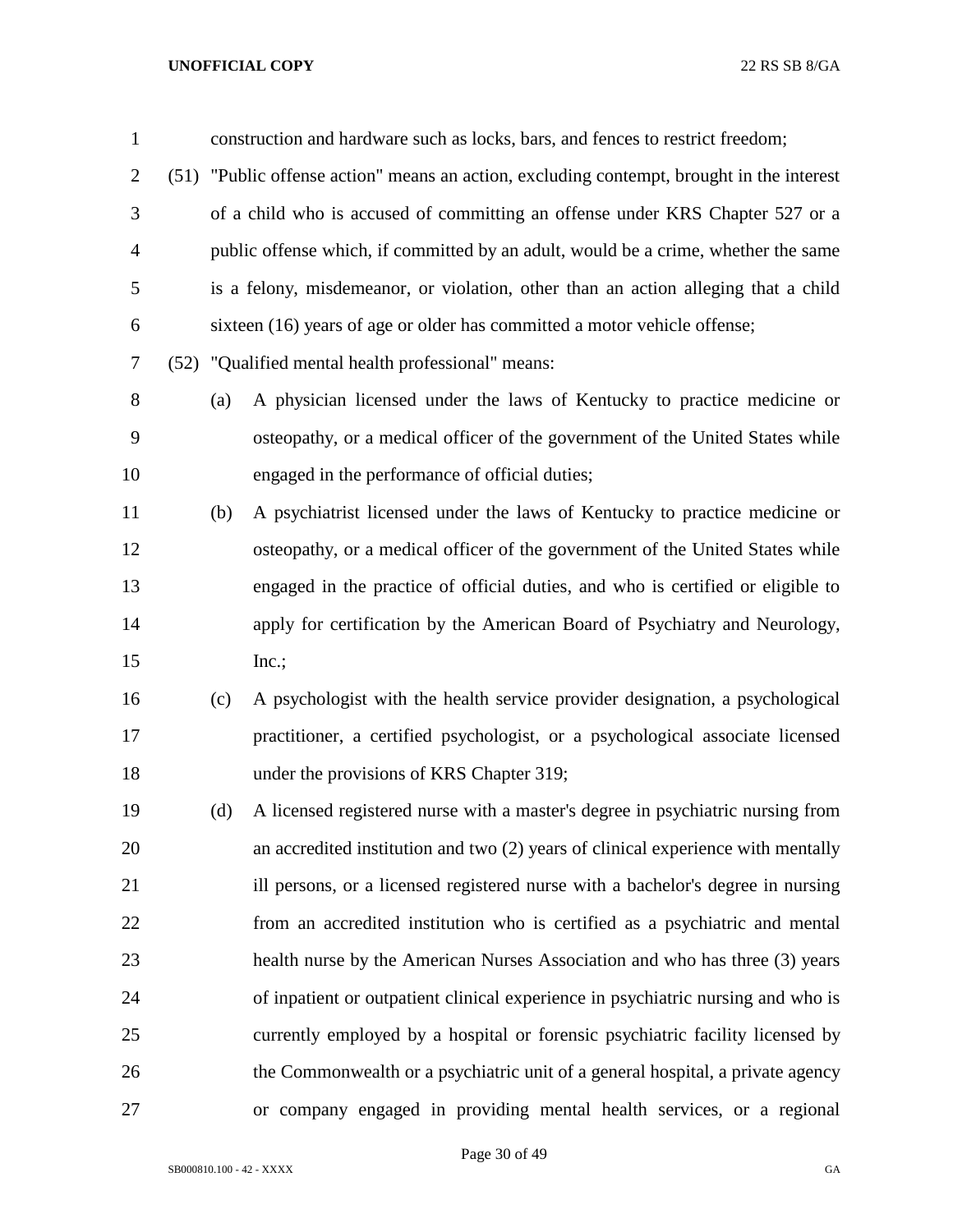construction and hardware such as locks, bars, and fences to restrict freedom;

(51) "Public offense action" means an action, excluding contempt, brought in the interest of a child who is accused of committing an offense under KRS Chapter 527 or a public offense which, if committed by an adult, would be a crime, whether the same is a felony, misdemeanor, or violation, other than an action alleging that a child sixteen (16) years of age or older has committed a motor vehicle offense;

(52) "Qualified mental health professional" means:

(a) A physician licensed under the laws of Kentucky to practice medicine or osteopathy, or a medical officer of the government of the United States while engaged in the performance of official duties;

(b) A psychiatrist licensed under the laws of Kentucky to practice medicine or osteopathy, or a medical officer of the government of the United States while engaged in the practice of official duties, and who is certified or eligible to apply for certification by the American Board of Psychiatry and Neurology, Inc.;

(c) A psychologist with the health service provider designation, a psychological practitioner, a certified psychologist, or a psychological associate licensed under the provisions of KRS Chapter 319;

(d) A licensed registered nurse with a master's degree in psychiatric nursing from an accredited institution and two (2) years of clinical experience with mentally ill persons, or a licensed registered nurse with a bachelor's degree in nursing from an accredited institution who is certified as a psychiatric and mental health nurse by the American Nurses Association and who has three (3) years of inpatient or outpatient clinical experience in psychiatric nursing and who is currently employed by a hospital or forensic psychiatric facility licensed by the Commonwealth or a psychiatric unit of a general hospital, a private agency or company engaged in providing mental health services, or a regional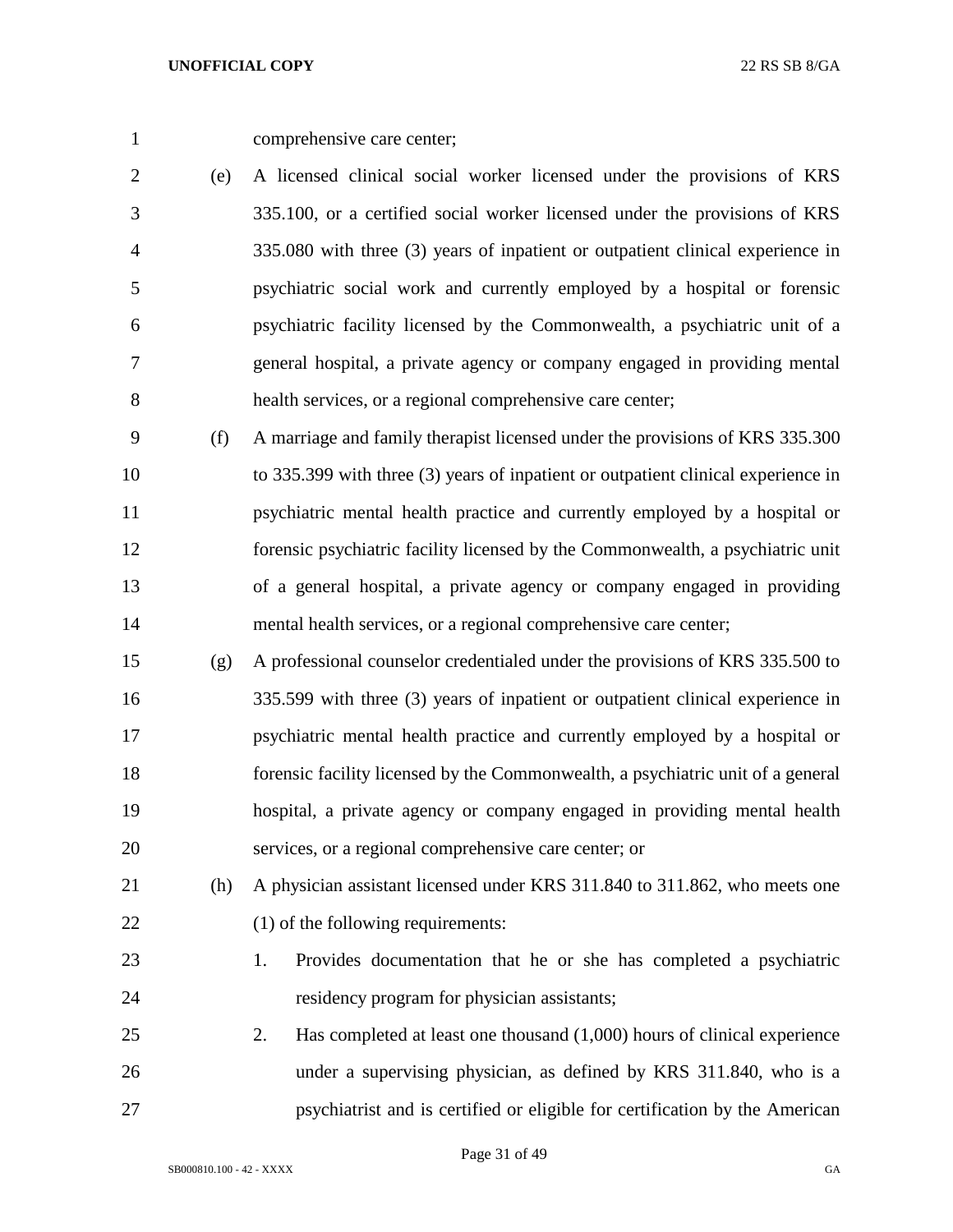comprehensive care center;

(e) A licensed clinical social worker licensed under the provisions of KRS 335.100, or a certified social worker licensed under the provisions of KRS 335.080 with three (3) years of inpatient or outpatient clinical experience in psychiatric social work and currently employed by a hospital or forensic psychiatric facility licensed by the Commonwealth, a psychiatric unit of a general hospital, a private agency or company engaged in providing mental health services, or a regional comprehensive care center;

(f) A marriage and family therapist licensed under the provisions of KRS 335.300 to 335.399 with three (3) years of inpatient or outpatient clinical experience in psychiatric mental health practice and currently employed by a hospital or forensic psychiatric facility licensed by the Commonwealth, a psychiatric unit of a general hospital, a private agency or company engaged in providing mental health services, or a regional comprehensive care center;

(g) A professional counselor credentialed under the provisions of KRS 335.500 to 335.599 with three (3) years of inpatient or outpatient clinical experience in psychiatric mental health practice and currently employed by a hospital or forensic facility licensed by the Commonwealth, a psychiatric unit of a general hospital, a private agency or company engaged in providing mental health services, or a regional comprehensive care center; or

(h) A physician assistant licensed under KRS 311.840 to 311.862, who meets one (1) of the following requirements:

1. Provides documentation that he or she has completed a psychiatric residency program for physician assistants;

2. Has completed at least one thousand (1,000) hours of clinical experience under a supervising physician, as defined by KRS 311.840, who is a psychiatrist and is certified or eligible for certification by the American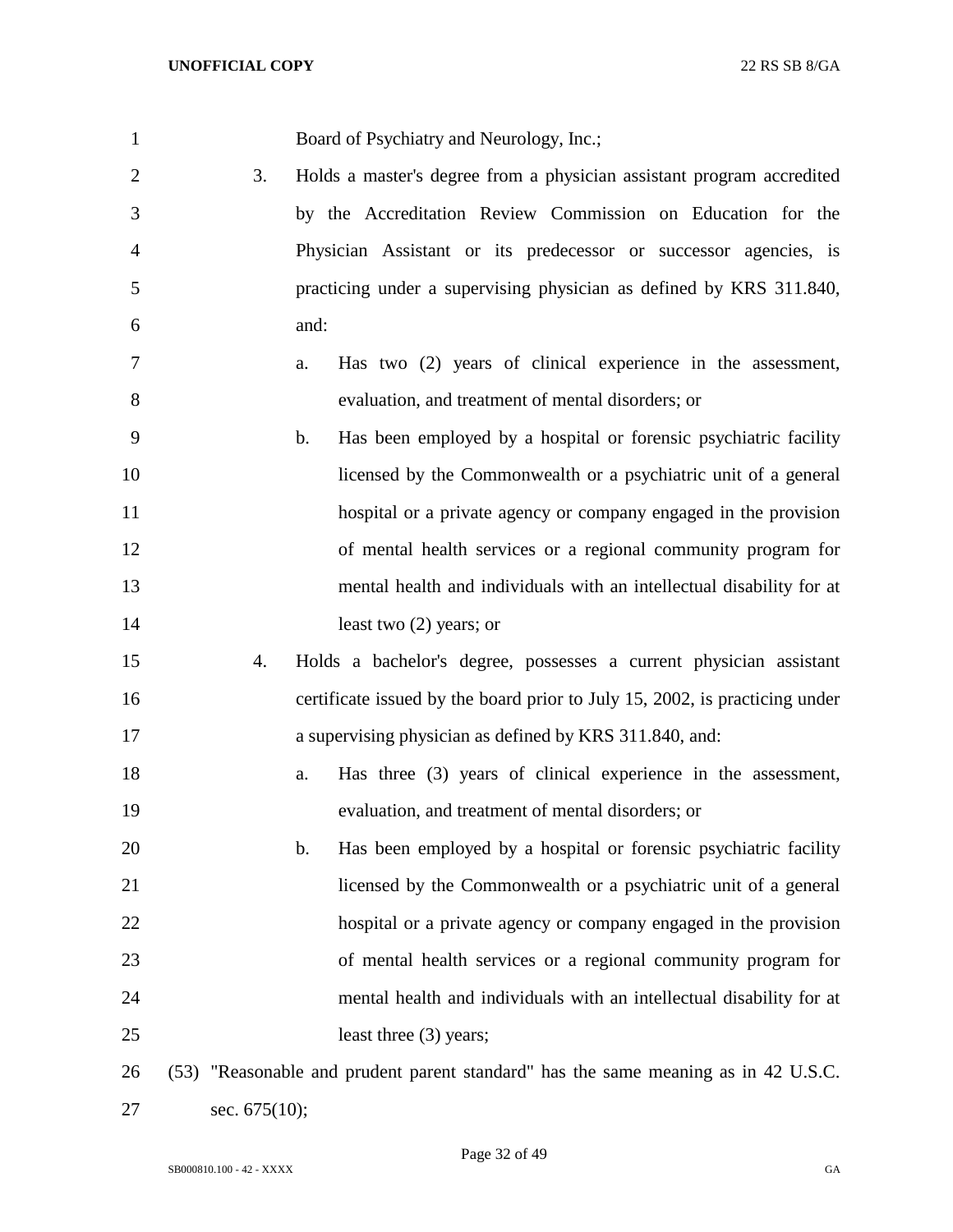Board of Psychiatry and Neurology, Inc.;

3. Holds a master's degree from a physician assistant program accredited by the Accreditation Review Commission on Education for the Physician Assistant or its predecessor or successor agencies, is practicing under a supervising physician as defined by KRS 311.840, and:

   a. Has two (2) years of clinical experience in the assessment, evaluation, and treatment of mental disorders; or

   b. Has been employed by a hospital or forensic psychiatric facility licensed by the Commonwealth or a psychiatric unit of a general hospital or a private agency or company engaged in the provision of mental health services or a regional community program for mental health and individuals with an intellectual disability for at least two (2) years; or

4. Holds a bachelor's degree, possesses a current physician assistant certificate issued by the board prior to July 15, 2002, is practicing under a supervising physician as defined by KRS 311.840, and:

   a. Has three (3) years of clinical experience in the assessment, evaluation, and treatment of mental disorders; or

   b. Has been employed by a hospital or forensic psychiatric facility licensed by the Commonwealth or a psychiatric unit of a general hospital or a private agency or company engaged in the provision of mental health services or a regional community program for mental health and individuals with an intellectual disability for at least three (3) years;

(53) "Reasonable and prudent parent standard" has the same meaning as in 42 U.S.C. sec. 675(10);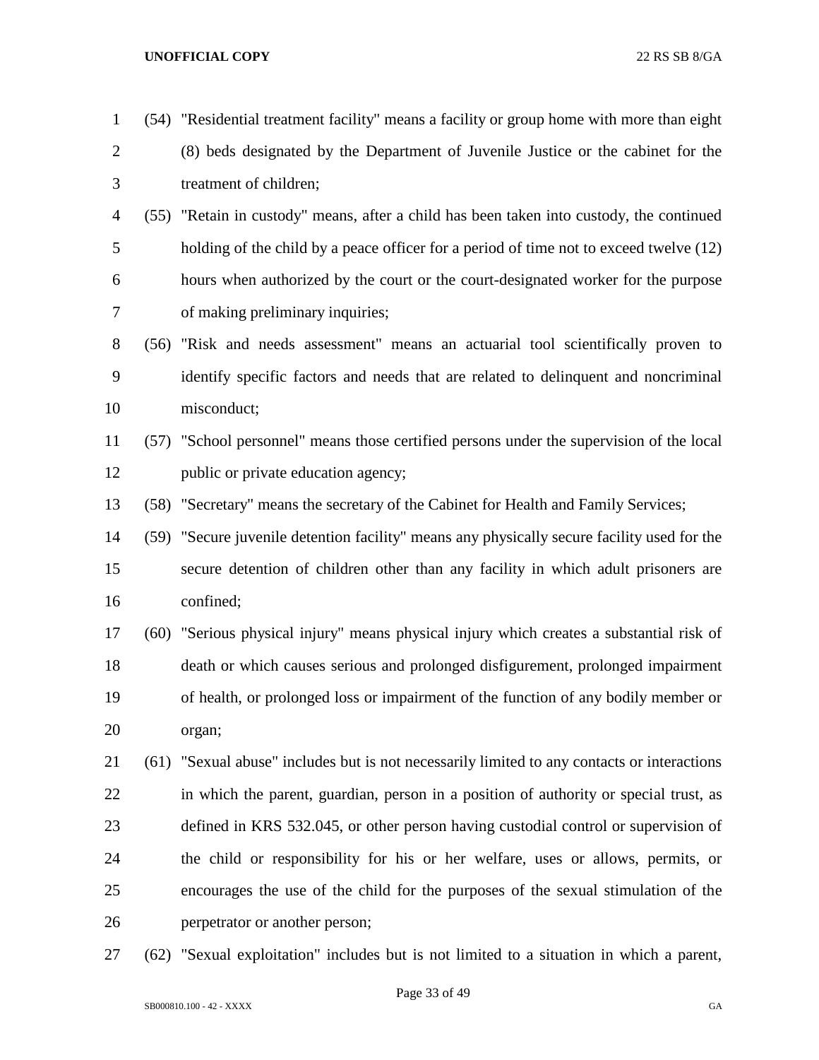(54) "Residential treatment facility" means a facility or group home with more than eight (8) beds designated by the Department of Juvenile Justice or the cabinet for the treatment of children;

(55) "Retain in custody" means, after a child has been taken into custody, the continued holding of the child by a peace officer for a period of time not to exceed twelve (12) hours when authorized by the court or the court-designated worker for the purpose of making preliminary inquiries;

(56) "Risk and needs assessment" means an actuarial tool scientifically proven to identify specific factors and needs that are related to delinquent and noncriminal misconduct;

(57) "School personnel" means those certified persons under the supervision of the local public or private education agency;

(58) "Secretary" means the secretary of the Cabinet for Health and Family Services;

(59) "Secure juvenile detention facility" means any physically secure facility used for the secure detention of children other than any facility in which adult prisoners are confined;

(60) "Serious physical injury" means physical injury which creates a substantial risk of death or which causes serious and prolonged disfigurement, prolonged impairment of health, or prolonged loss or impairment of the function of any bodily member or organ;

(61) "Sexual abuse" includes but is not necessarily limited to any contacts or interactions in which the parent, guardian, person in a position of authority or special trust, as defined in KRS 532.045, or other person having custodial control or supervision of the child or responsibility for his or her welfare, uses or allows, permits, or encourages the use of the child for the purposes of the sexual stimulation of the perpetrator or another person;

(62) "Sexual exploitation" includes but is not limited to a situation in which a parent,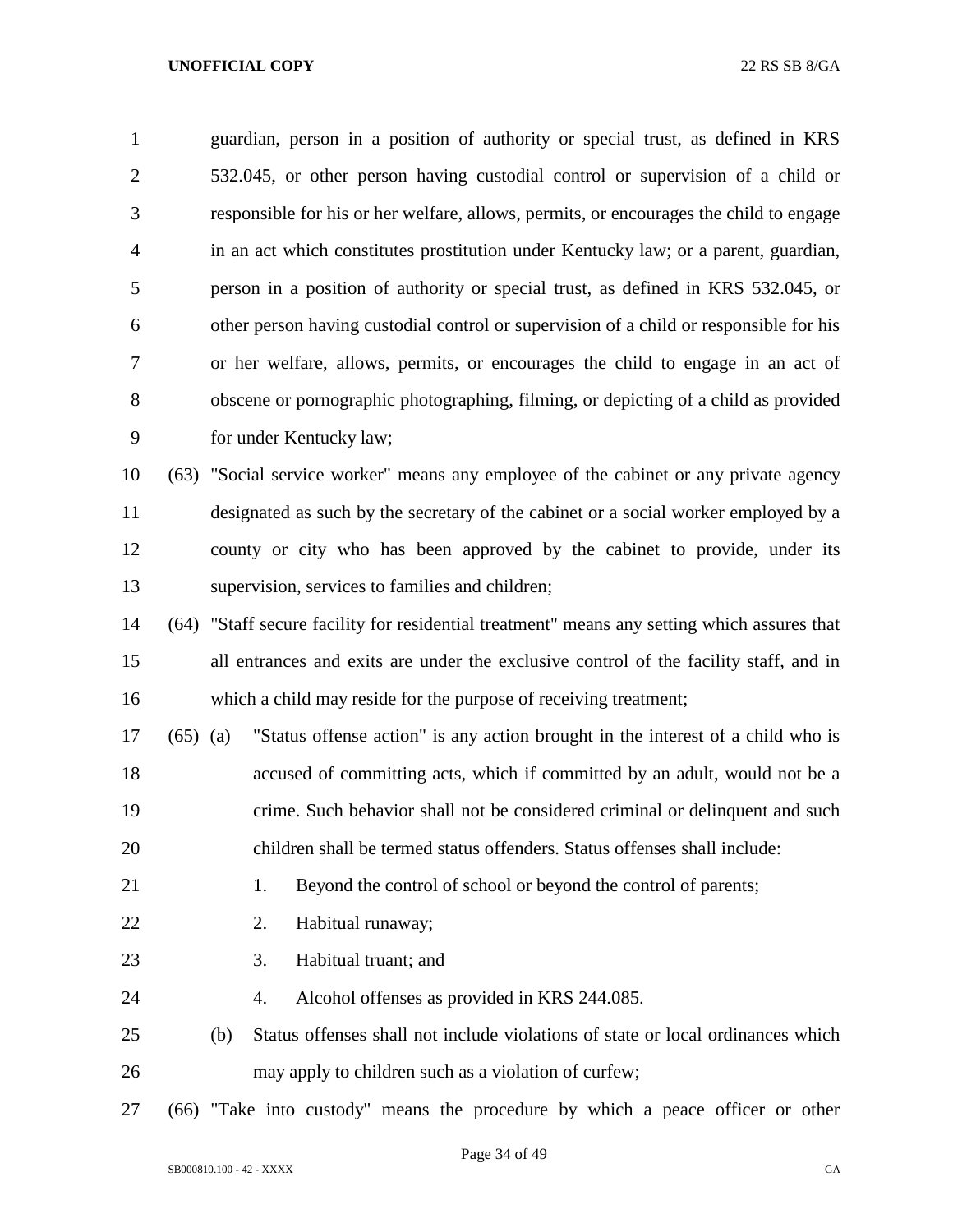guardian, person in a position of authority or special trust, as defined in KRS 532.045, or other person having custodial control or supervision of a child or responsible for his or her welfare, allows, permits, or encourages the child to engage in an act which constitutes prostitution under Kentucky law; or a parent, guardian, person in a position of authority or special trust, as defined in KRS 532.045, or other person having custodial control or supervision of a child or responsible for his or her welfare, allows, permits, or encourages the child to engage in an act of obscene or pornographic photographing, filming, or depicting of a child as provided for under Kentucky law;

(63) "Social service worker" means any employee of the cabinet or any private agency designated as such by the secretary of the cabinet or a social worker employed by a county or city who has been approved by the cabinet to provide, under its supervision, services to families and children;

(64) "Staff secure facility for residential treatment" means any setting which assures that all entrances and exits are under the exclusive control of the facility staff, and in which a child may reside for the purpose of receiving treatment;

(65) (a) "Status offense action" is any action brought in the interest of a child who is accused of committing acts, which if committed by an adult, would not be a crime. Such behavior shall not be considered criminal or delinquent and such children shall be termed status offenders. Status offenses shall include:

1. Beyond the control of school or beyond the control of parents;
2. Habitual runaway;
3. Habitual truant; and
4. Alcohol offenses as provided in KRS 244.085.

(b) Status offenses shall not include violations of state or local ordinances which may apply to children such as a violation of curfew;

(66) "Take into custody" means the procedure by which a peace officer or other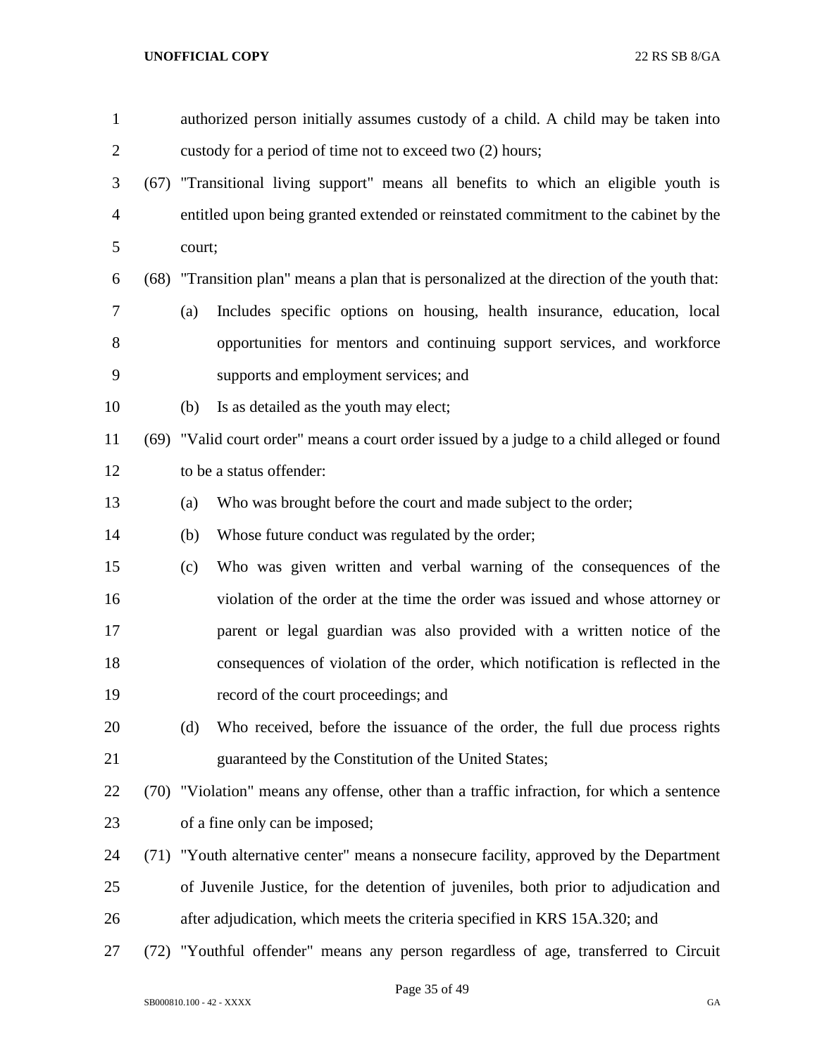authorized person initially assumes custody of a child. A child may be taken into custody for a period of time not to exceed two (2) hours;

(67) "Transitional living support" means all benefits to which an eligible youth is entitled upon being granted extended or reinstated commitment to the cabinet by the court;

(68) "Transition plan" means a plan that is personalized at the direction of the youth that:

(a) Includes specific options on housing, health insurance, education, local opportunities for mentors and continuing support services, and workforce supports and employment services; and

(b) Is as detailed as the youth may elect;

(69) "Valid court order" means a court order issued by a judge to a child alleged or found to be a status offender:

(a) Who was brought before the court and made subject to the order;

(b) Whose future conduct was regulated by the order;

(c) Who was given written and verbal warning of the consequences of the violation of the order at the time the order was issued and whose attorney or parent or legal guardian was also provided with a written notice of the consequences of violation of the order, which notification is reflected in the record of the court proceedings; and

(d) Who received, before the issuance of the order, the full due process rights guaranteed by the Constitution of the United States;

(70) "Violation" means any offense, other than a traffic infraction, for which a sentence of a fine only can be imposed;

(71) "Youth alternative center" means a nonsecure facility, approved by the Department of Juvenile Justice, for the detention of juveniles, both prior to adjudication and after adjudication, which meets the criteria specified in KRS 15A.320; and

(72) "Youthful offender" means any person regardless of age, transferred to Circuit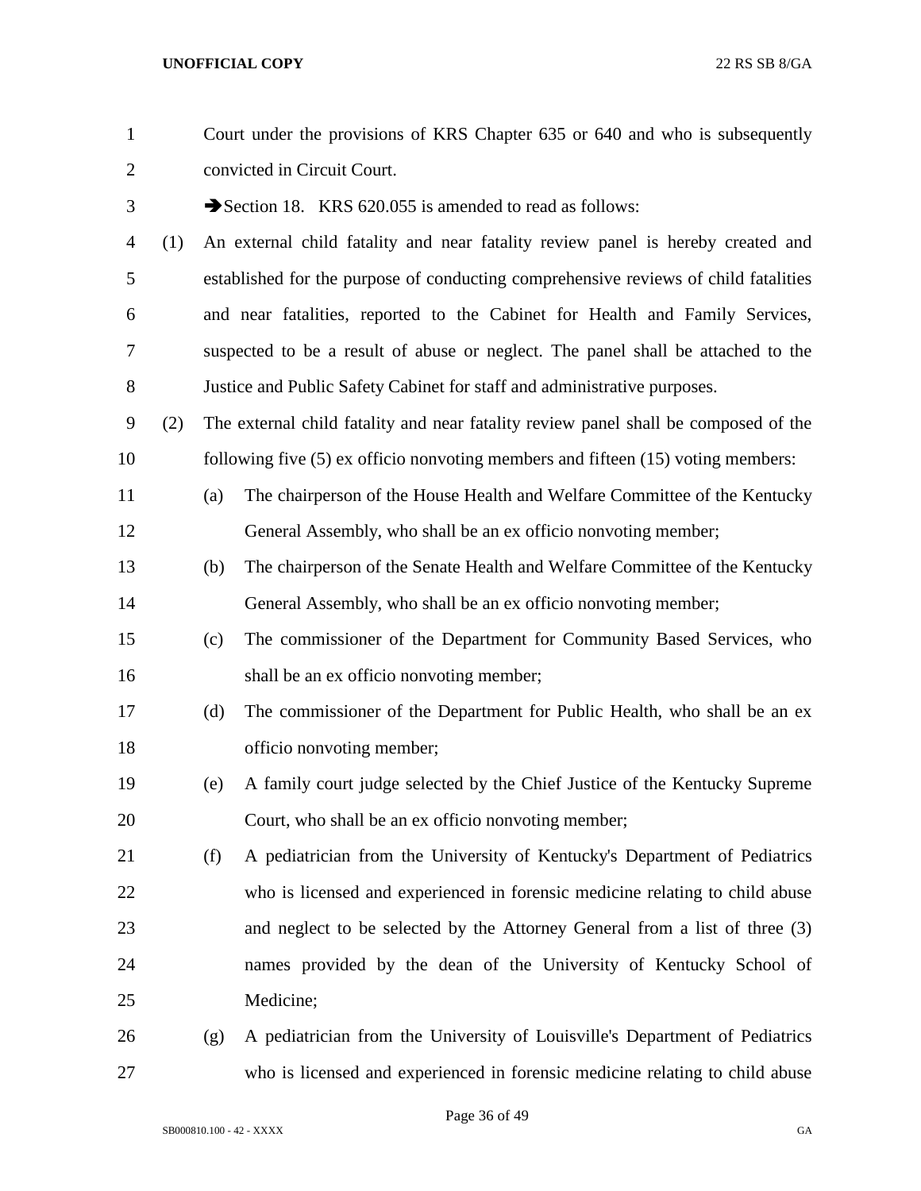Court under the provisions of KRS Chapter 635 or 640 and who is subsequently convicted in Circuit Court.

➔Section 18. KRS 620.055 is amended to read as follows:

(1) An external child fatality and near fatality review panel is hereby created and established for the purpose of conducting comprehensive reviews of child fatalities and near fatalities, reported to the Cabinet for Health and Family Services, suspected to be a result of abuse or neglect. The panel shall be attached to the Justice and Public Safety Cabinet for staff and administrative purposes.

(2) The external child fatality and near fatality review panel shall be composed of the following five (5) ex officio nonvoting members and fifteen (15) voting members:

(a) The chairperson of the House Health and Welfare Committee of the Kentucky General Assembly, who shall be an ex officio nonvoting member;

(b) The chairperson of the Senate Health and Welfare Committee of the Kentucky General Assembly, who shall be an ex officio nonvoting member;

(c) The commissioner of the Department for Community Based Services, who shall be an ex officio nonvoting member;

(d) The commissioner of the Department for Public Health, who shall be an ex officio nonvoting member;

(e) A family court judge selected by the Chief Justice of the Kentucky Supreme Court, who shall be an ex officio nonvoting member;

(f) A pediatrician from the University of Kentucky's Department of Pediatrics who is licensed and experienced in forensic medicine relating to child abuse and neglect to be selected by the Attorney General from a list of three (3) names provided by the dean of the University of Kentucky School of Medicine;

(g) A pediatrician from the University of Louisville's Department of Pediatrics who is licensed and experienced in forensic medicine relating to child abuse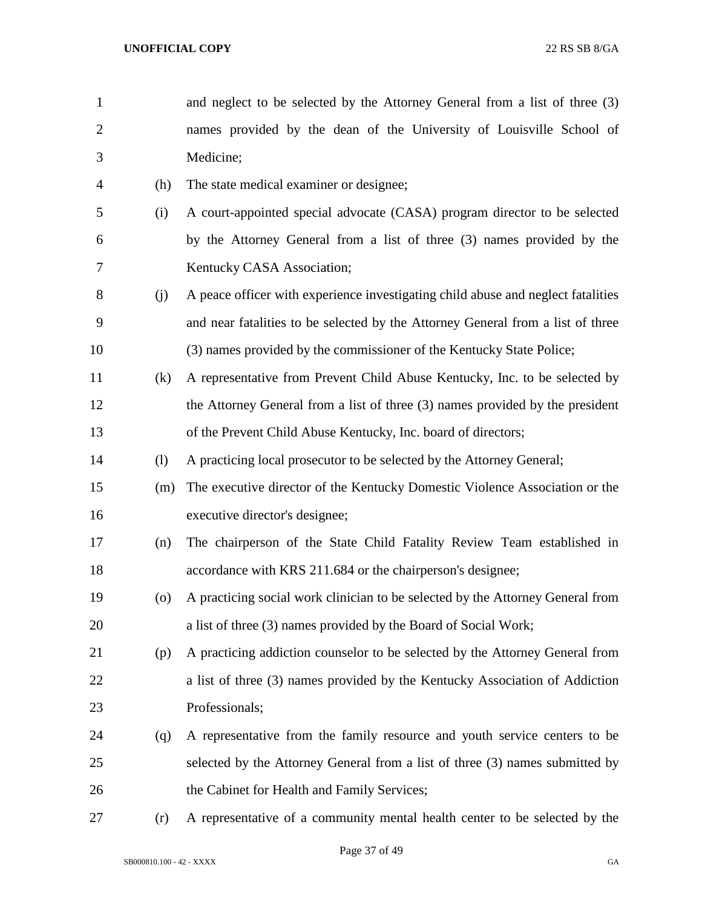and neglect to be selected by the Attorney General from a list of three (3) names provided by the dean of the University of Louisville School of Medicine;

(h) The state medical examiner or designee;

(i) A court-appointed special advocate (CASA) program director to be selected by the Attorney General from a list of three (3) names provided by the Kentucky CASA Association;

(j) A peace officer with experience investigating child abuse and neglect fatalities and near fatalities to be selected by the Attorney General from a list of three (3) names provided by the commissioner of the Kentucky State Police;

(k) A representative from Prevent Child Abuse Kentucky, Inc. to be selected by the Attorney General from a list of three (3) names provided by the president of the Prevent Child Abuse Kentucky, Inc. board of directors;

(l) A practicing local prosecutor to be selected by the Attorney General;

(m) The executive director of the Kentucky Domestic Violence Association or the executive director's designee;

(n) The chairperson of the State Child Fatality Review Team established in accordance with KRS 211.684 or the chairperson's designee;

(o) A practicing social work clinician to be selected by the Attorney General from a list of three (3) names provided by the Board of Social Work;

(p) A practicing addiction counselor to be selected by the Attorney General from a list of three (3) names provided by the Kentucky Association of Addiction Professionals;

(q) A representative from the family resource and youth service centers to be selected by the Attorney General from a list of three (3) names submitted by the Cabinet for Health and Family Services;

(r) A representative of a community mental health center to be selected by the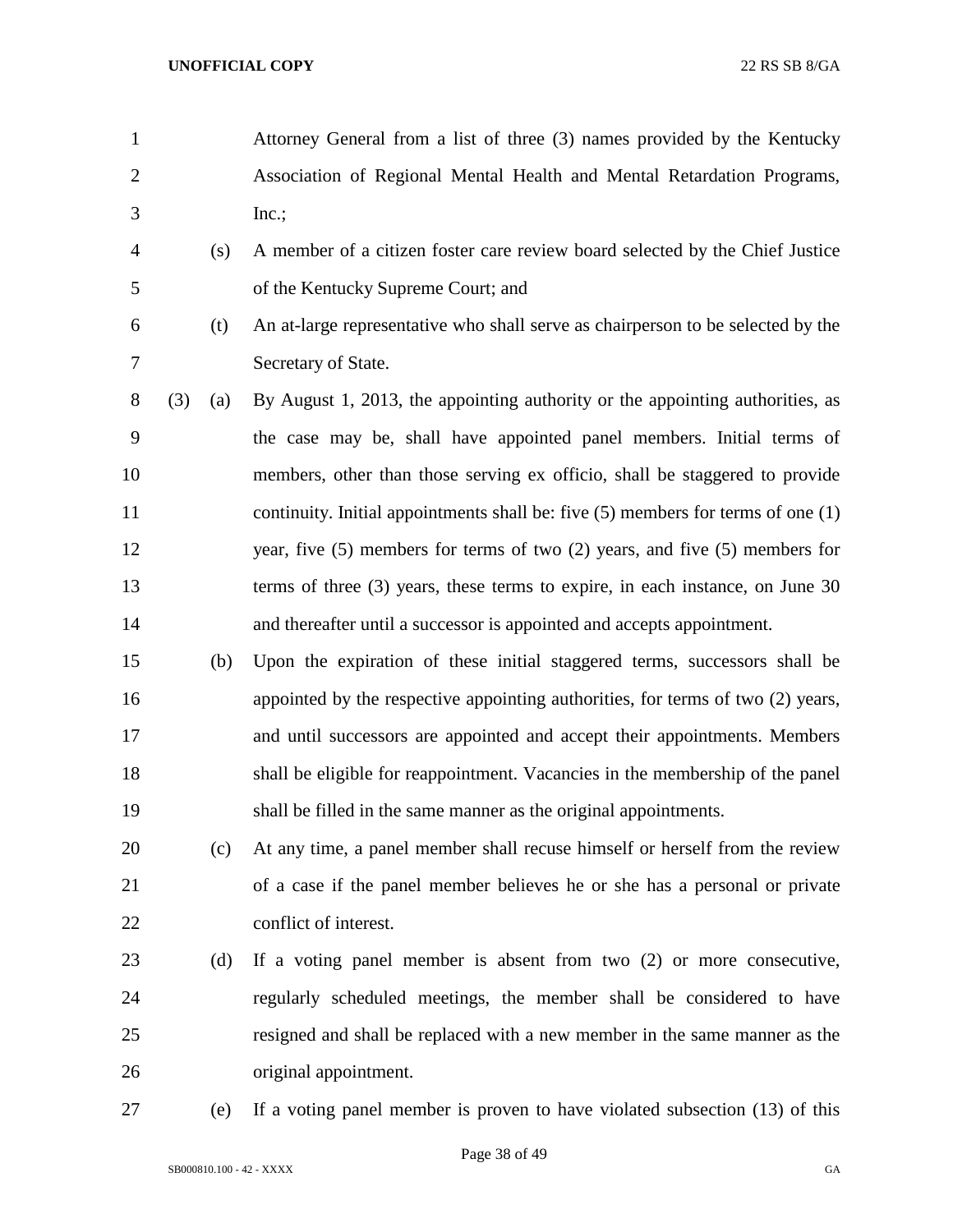Attorney General from a list of three (3) names provided by the Kentucky Association of Regional Mental Health and Mental Retardation Programs, Inc.;

(s) A member of a citizen foster care review board selected by the Chief Justice of the Kentucky Supreme Court; and

(t) An at-large representative who shall serve as chairperson to be selected by the Secretary of State.

(3) (a) By August 1, 2013, the appointing authority or the appointing authorities, as the case may be, shall have appointed panel members. Initial terms of members, other than those serving ex officio, shall be staggered to provide continuity. Initial appointments shall be: five (5) members for terms of one (1) year, five (5) members for terms of two (2) years, and five (5) members for terms of three (3) years, these terms to expire, in each instance, on June 30 and thereafter until a successor is appointed and accepts appointment.

(b) Upon the expiration of these initial staggered terms, successors shall be appointed by the respective appointing authorities, for terms of two (2) years, and until successors are appointed and accept their appointments. Members shall be eligible for reappointment. Vacancies in the membership of the panel shall be filled in the same manner as the original appointments.

(c) At any time, a panel member shall recuse himself or herself from the review of a case if the panel member believes he or she has a personal or private conflict of interest.

(d) If a voting panel member is absent from two (2) or more consecutive, regularly scheduled meetings, the member shall be considered to have resigned and shall be replaced with a new member in the same manner as the original appointment.

(e) If a voting panel member is proven to have violated subsection (13) of this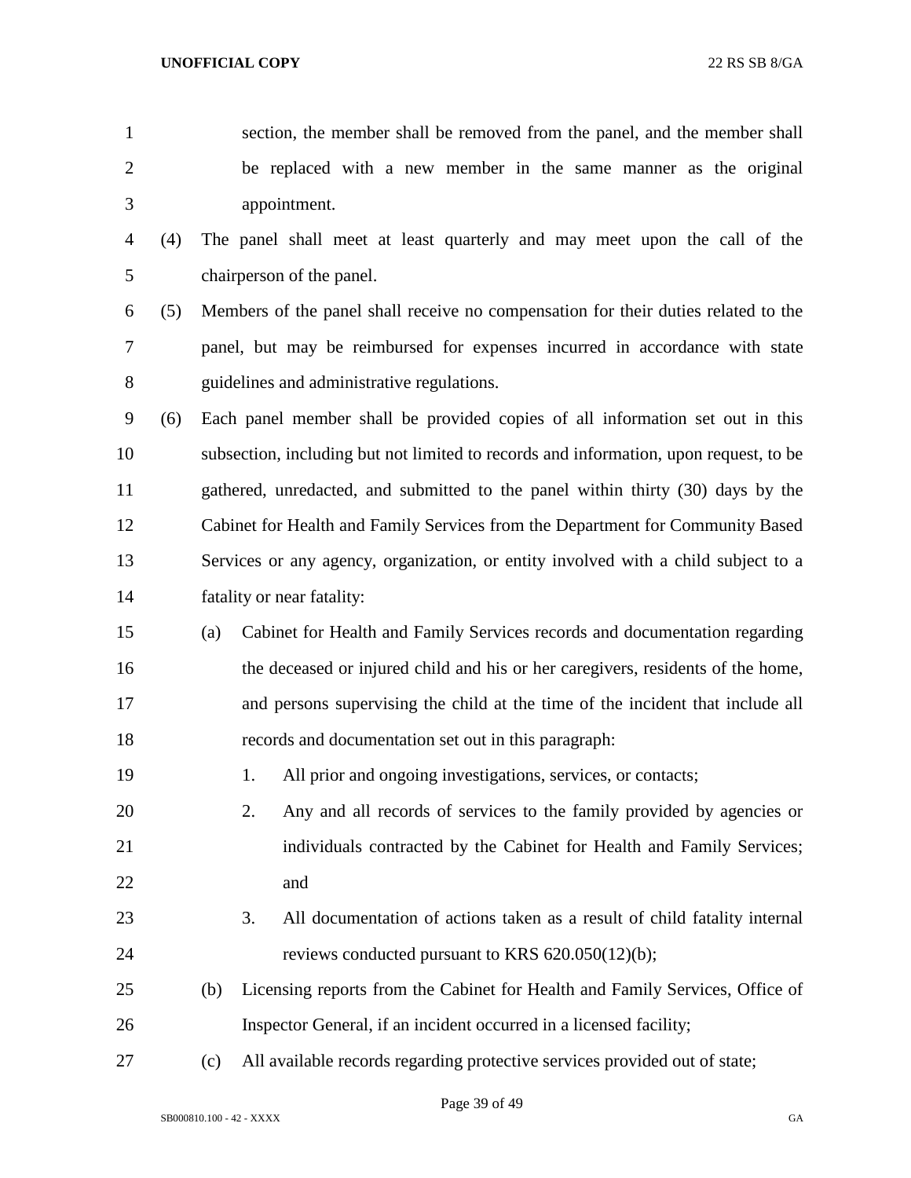section, the member shall be removed from the panel, and the member shall be replaced with a new member in the same manner as the original appointment.

(4) The panel shall meet at least quarterly and may meet upon the call of the chairperson of the panel.

(5) Members of the panel shall receive no compensation for their duties related to the panel, but may be reimbursed for expenses incurred in accordance with state guidelines and administrative regulations.

(6) Each panel member shall be provided copies of all information set out in this subsection, including but not limited to records and information, upon request, to be gathered, unredacted, and submitted to the panel within thirty (30) days by the Cabinet for Health and Family Services from the Department for Community Based Services or any agency, organization, or entity involved with a child subject to a fatality or near fatality:

(a) Cabinet for Health and Family Services records and documentation regarding the deceased or injured child and his or her caregivers, residents of the home, and persons supervising the child at the time of the incident that include all records and documentation set out in this paragraph:

1. All prior and ongoing investigations, services, or contacts;

2. Any and all records of services to the family provided by agencies or individuals contracted by the Cabinet for Health and Family Services; and

3. All documentation of actions taken as a result of child fatality internal reviews conducted pursuant to KRS 620.050(12)(b);

(b) Licensing reports from the Cabinet for Health and Family Services, Office of Inspector General, if an incident occurred in a licensed facility;

(c) All available records regarding protective services provided out of state;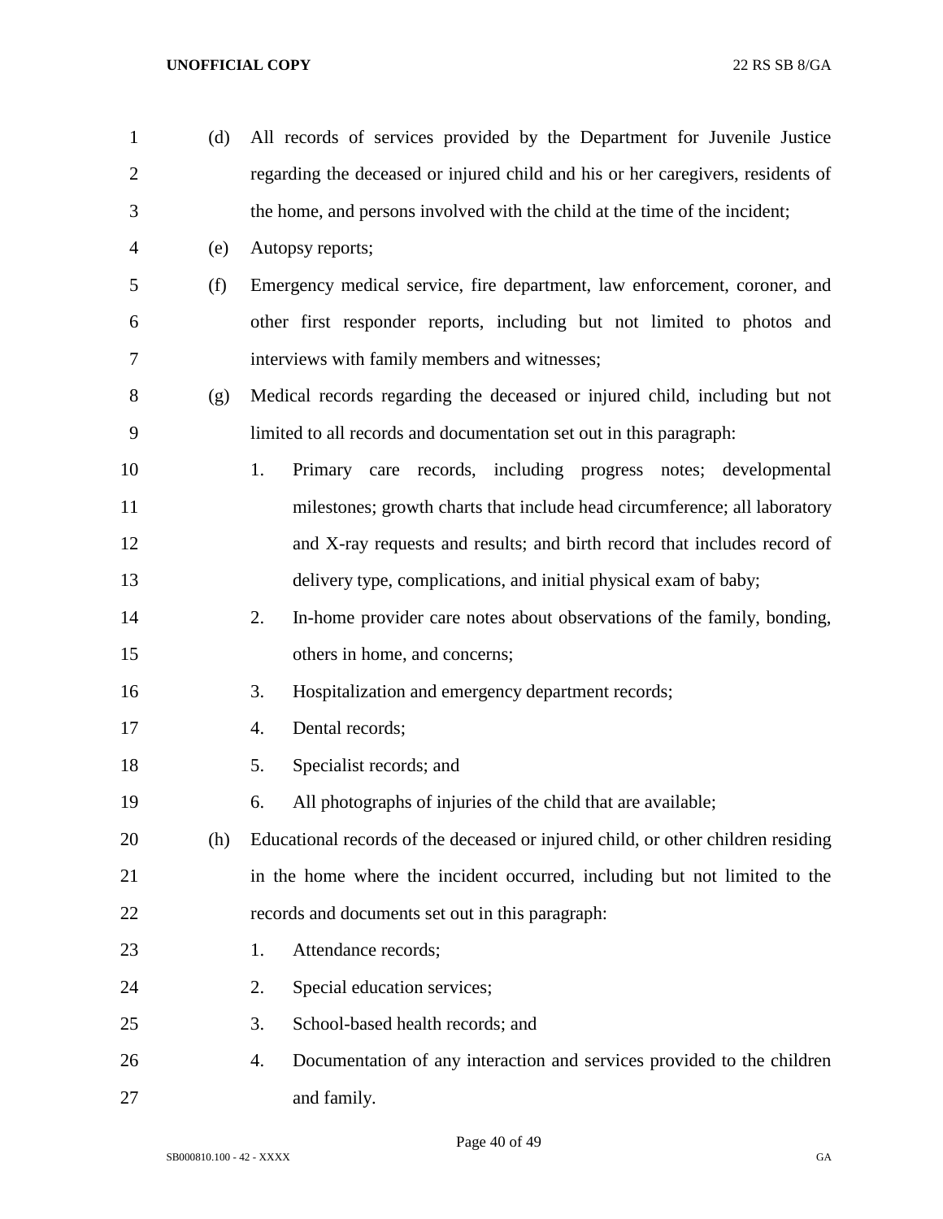(d) All records of services provided by the Department for Juvenile Justice regarding the deceased or injured child and his or her caregivers, residents of the home, and persons involved with the child at the time of the incident;

(e) Autopsy reports;

(f) Emergency medical service, fire department, law enforcement, coroner, and other first responder reports, including but not limited to photos and interviews with family members and witnesses;

(g) Medical records regarding the deceased or injured child, including but not limited to all records and documentation set out in this paragraph:

1. Primary care records, including progress notes; developmental milestones; growth charts that include head circumference; all laboratory and X-ray requests and results; and birth record that includes record of delivery type, complications, and initial physical exam of baby;
2. In-home provider care notes about observations of the family, bonding, others in home, and concerns;
3. Hospitalization and emergency department records;
4. Dental records;
5. Specialist records; and
6. All photographs of injuries of the child that are available;

(h) Educational records of the deceased or injured child, or other children residing in the home where the incident occurred, including but not limited to the records and documents set out in this paragraph:

1. Attendance records;
2. Special education services;
3. School-based health records; and
4. Documentation of any interaction and services provided to the children and family.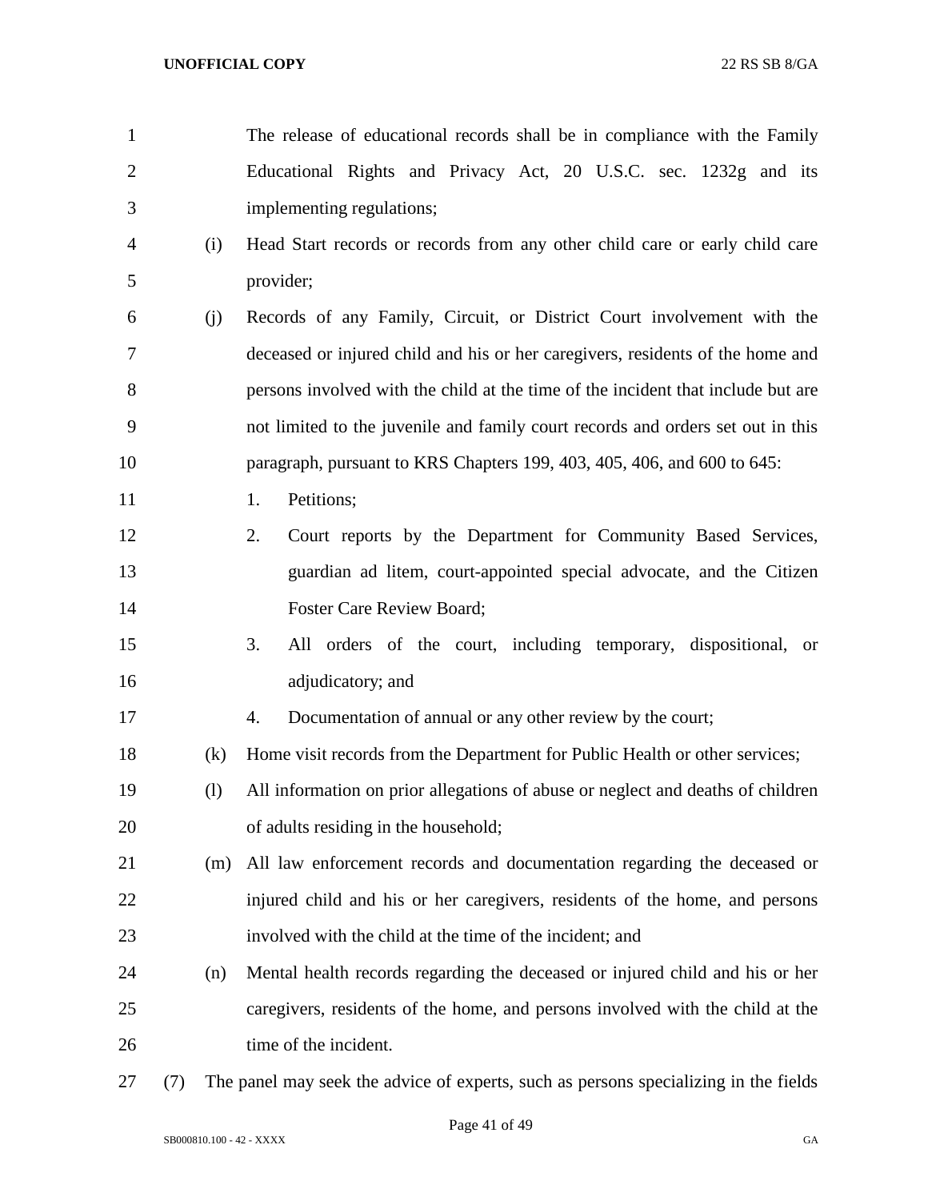The release of educational records shall be in compliance with the Family Educational Rights and Privacy Act, 20 U.S.C. sec. 1232g and its implementing regulations;

(i) Head Start records or records from any other child care or early child care provider;

(j) Records of any Family, Circuit, or District Court involvement with the deceased or injured child and his or her caregivers, residents of the home and persons involved with the child at the time of the incident that include but are not limited to the juvenile and family court records and orders set out in this paragraph, pursuant to KRS Chapters 199, 403, 405, 406, and 600 to 645:

1. Petitions;
2. Court reports by the Department for Community Based Services, guardian ad litem, court-appointed special advocate, and the Citizen Foster Care Review Board;
3. All orders of the court, including temporary, dispositional, or adjudicatory; and
4. Documentation of annual or any other review by the court;

(k) Home visit records from the Department for Public Health or other services;

(l) All information on prior allegations of abuse or neglect and deaths of children of adults residing in the household;

(m) All law enforcement records and documentation regarding the deceased or injured child and his or her caregivers, residents of the home, and persons involved with the child at the time of the incident; and

(n) Mental health records regarding the deceased or injured child and his or her caregivers, residents of the home, and persons involved with the child at the time of the incident.

(7) The panel may seek the advice of experts, such as persons specializing in the fields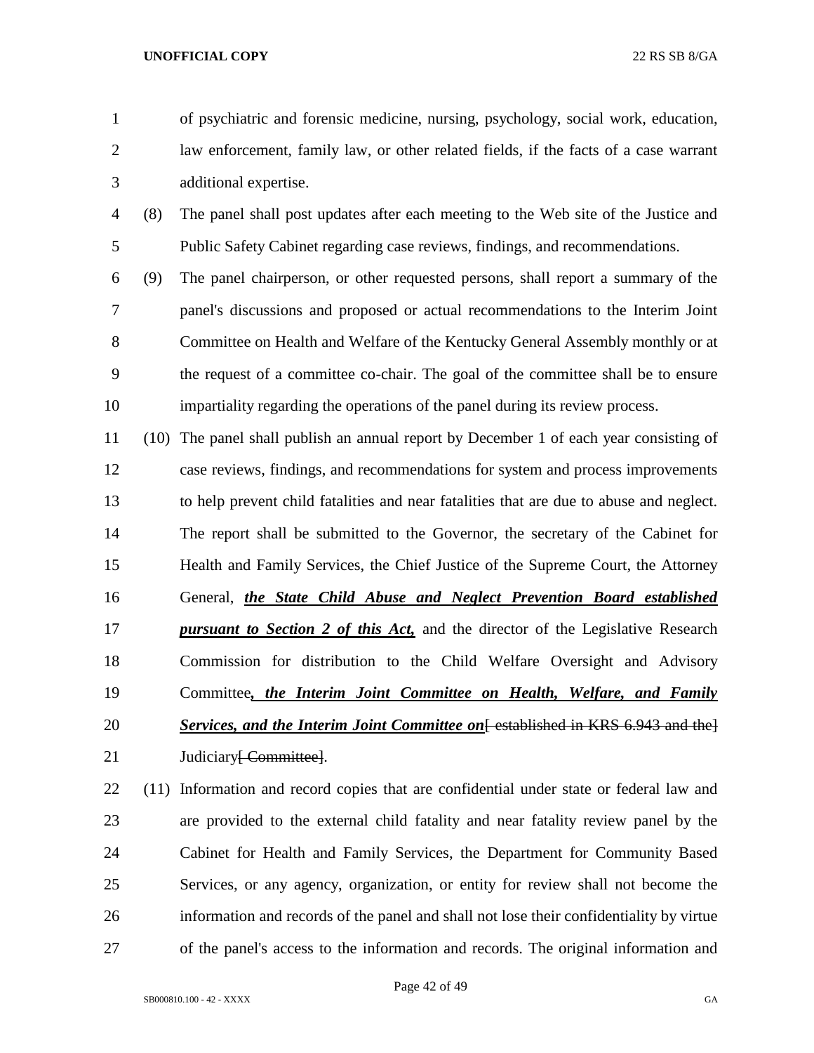of psychiatric and forensic medicine, nursing, psychology, social work, education, law enforcement, family law, or other related fields, if the facts of a case warrant additional expertise.

(8) The panel shall post updates after each meeting to the Web site of the Justice and Public Safety Cabinet regarding case reviews, findings, and recommendations.

(9) The panel chairperson, or other requested persons, shall report a summary of the panel's discussions and proposed or actual recommendations to the Interim Joint Committee on Health and Welfare of the Kentucky General Assembly monthly or at the request of a committee co-chair. The goal of the committee shall be to ensure impartiality regarding the operations of the panel during its review process.

(10) The panel shall publish an annual report by December 1 of each year consisting of case reviews, findings, and recommendations for system and process improvements to help prevent child fatalities and near fatalities that are due to abuse and neglect. The report shall be submitted to the Governor, the secretary of the Cabinet for Health and Family Services, the Chief Justice of the Supreme Court, the Attorney General, ***the State Child Abuse and Neglect Prevention Board established pursuant to Section 2 of this Act,*** and the director of the Legislative Research Commission for distribution to the Child Welfare Oversight and Advisory Committee***, the Interim Joint Committee on Health, Welfare, and Family Services, and the Interim Joint Committee on***~~[ established in KRS 6.943 and the]~~ Judiciary~~[ Committee]~~.

(11) Information and record copies that are confidential under state or federal law and are provided to the external child fatality and near fatality review panel by the Cabinet for Health and Family Services, the Department for Community Based Services, or any agency, organization, or entity for review shall not become the information and records of the panel and shall not lose their confidentiality by virtue of the panel's access to the information and records. The original information and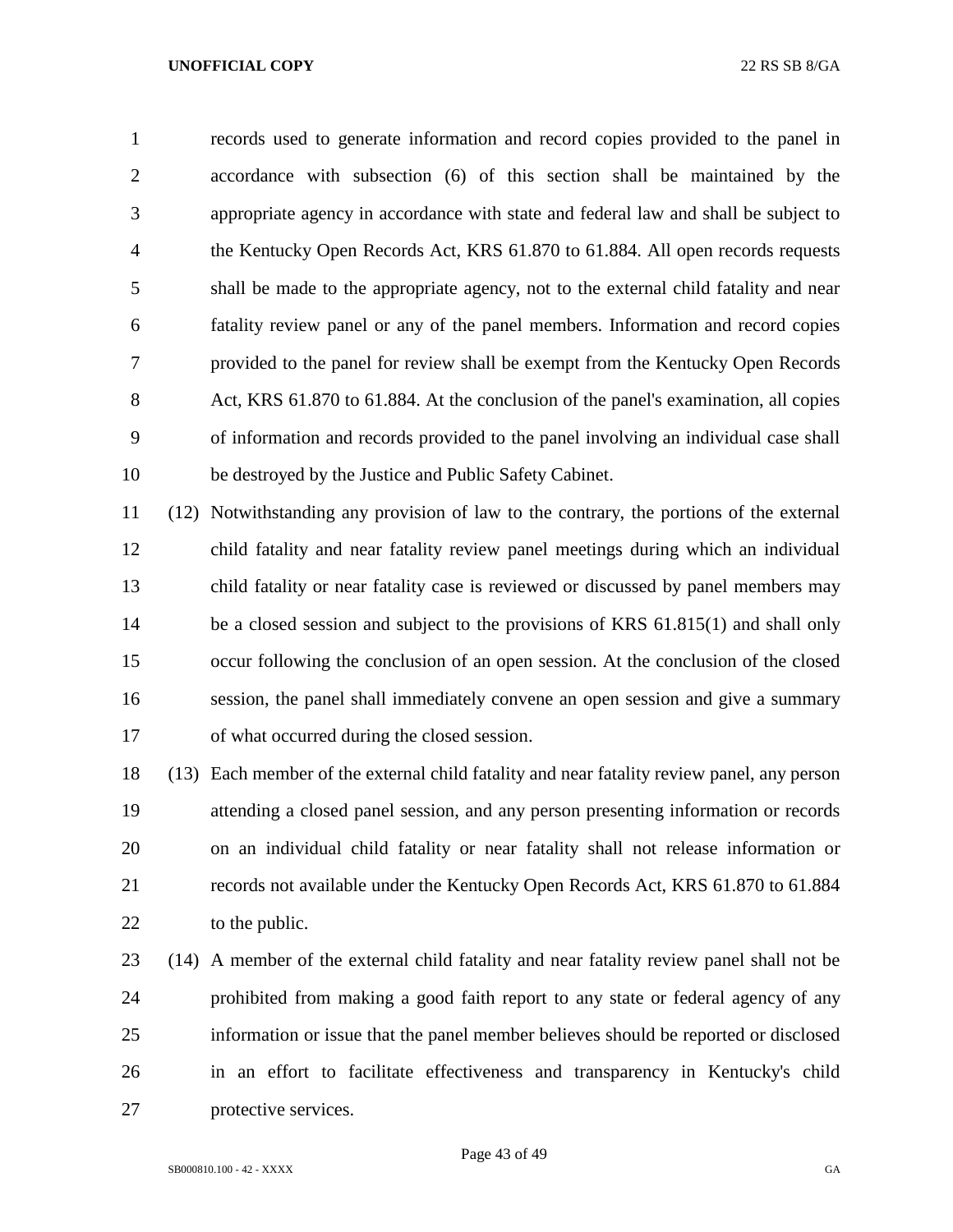records used to generate information and record copies provided to the panel in accordance with subsection (6) of this section shall be maintained by the appropriate agency in accordance with state and federal law and shall be subject to the Kentucky Open Records Act, KRS 61.870 to 61.884. All open records requests shall be made to the appropriate agency, not to the external child fatality and near fatality review panel or any of the panel members. Information and record copies provided to the panel for review shall be exempt from the Kentucky Open Records Act, KRS 61.870 to 61.884. At the conclusion of the panel's examination, all copies of information and records provided to the panel involving an individual case shall be destroyed by the Justice and Public Safety Cabinet.

(12) Notwithstanding any provision of law to the contrary, the portions of the external child fatality and near fatality review panel meetings during which an individual child fatality or near fatality case is reviewed or discussed by panel members may be a closed session and subject to the provisions of KRS 61.815(1) and shall only occur following the conclusion of an open session. At the conclusion of the closed session, the panel shall immediately convene an open session and give a summary of what occurred during the closed session.

(13) Each member of the external child fatality and near fatality review panel, any person attending a closed panel session, and any person presenting information or records on an individual child fatality or near fatality shall not release information or records not available under the Kentucky Open Records Act, KRS 61.870 to 61.884 to the public.

(14) A member of the external child fatality and near fatality review panel shall not be prohibited from making a good faith report to any state or federal agency of any information or issue that the panel member believes should be reported or disclosed in an effort to facilitate effectiveness and transparency in Kentucky's child protective services.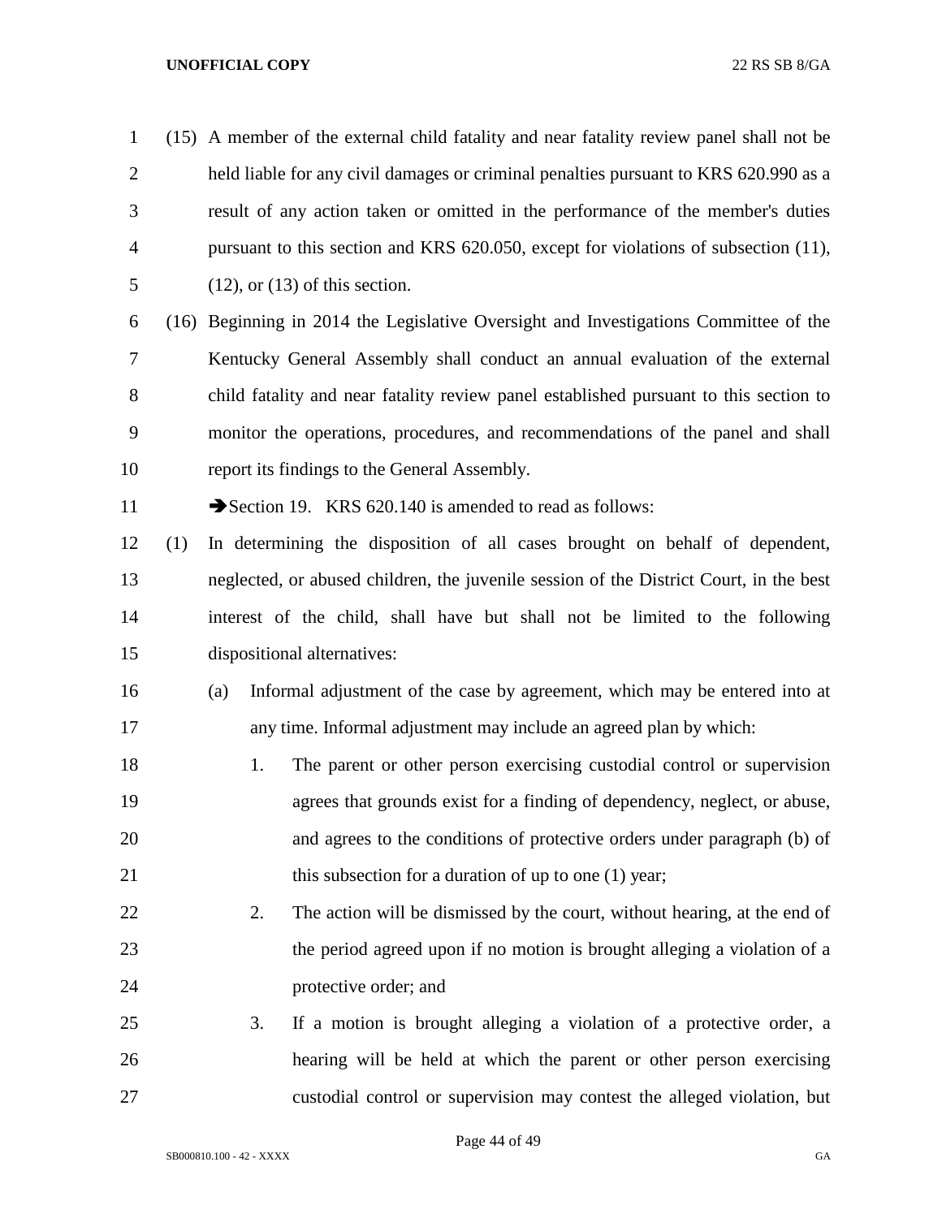(15) A member of the external child fatality and near fatality review panel shall not be held liable for any civil damages or criminal penalties pursuant to KRS 620.990 as a result of any action taken or omitted in the performance of the member's duties pursuant to this section and KRS 620.050, except for violations of subsection (11), (12), or (13) of this section.

(16) Beginning in 2014 the Legislative Oversight and Investigations Committee of the Kentucky General Assembly shall conduct an annual evaluation of the external child fatality and near fatality review panel established pursuant to this section to monitor the operations, procedures, and recommendations of the panel and shall report its findings to the General Assembly.

➔Section 19. KRS 620.140 is amended to read as follows:

(1) In determining the disposition of all cases brought on behalf of dependent, neglected, or abused children, the juvenile session of the District Court, in the best interest of the child, shall have but shall not be limited to the following dispositional alternatives:

(a) Informal adjustment of the case by agreement, which may be entered into at any time. Informal adjustment may include an agreed plan by which:

1. The parent or other person exercising custodial control or supervision agrees that grounds exist for a finding of dependency, neglect, or abuse, and agrees to the conditions of protective orders under paragraph (b) of this subsection for a duration of up to one (1) year;

2. The action will be dismissed by the court, without hearing, at the end of the period agreed upon if no motion is brought alleging a violation of a protective order; and

3. If a motion is brought alleging a violation of a protective order, a hearing will be held at which the parent or other person exercising custodial control or supervision may contest the alleged violation, but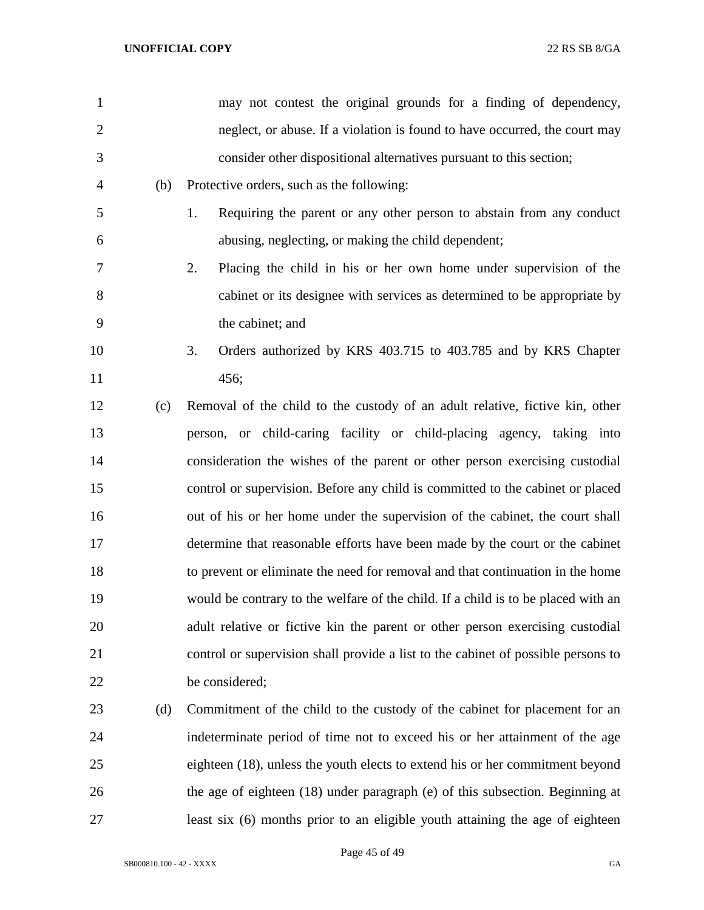may not contest the original grounds for a finding of dependency, neglect, or abuse. If a violation is found to have occurred, the court may consider other dispositional alternatives pursuant to this section;

(b) Protective orders, such as the following:

1. Requiring the parent or any other person to abstain from any conduct abusing, neglecting, or making the child dependent;

2. Placing the child in his or her own home under supervision of the cabinet or its designee with services as determined to be appropriate by the cabinet; and

3. Orders authorized by KRS 403.715 to 403.785 and by KRS Chapter 456;

(c) Removal of the child to the custody of an adult relative, fictive kin, other person, or child-caring facility or child-placing agency, taking into consideration the wishes of the parent or other person exercising custodial control or supervision. Before any child is committed to the cabinet or placed out of his or her home under the supervision of the cabinet, the court shall determine that reasonable efforts have been made by the court or the cabinet to prevent or eliminate the need for removal and that continuation in the home would be contrary to the welfare of the child. If a child is to be placed with an adult relative or fictive kin the parent or other person exercising custodial control or supervision shall provide a list to the cabinet of possible persons to be considered;

(d) Commitment of the child to the custody of the cabinet for placement for an indeterminate period of time not to exceed his or her attainment of the age eighteen (18), unless the youth elects to extend his or her commitment beyond the age of eighteen (18) under paragraph (e) of this subsection. Beginning at least six (6) months prior to an eligible youth attaining the age of eighteen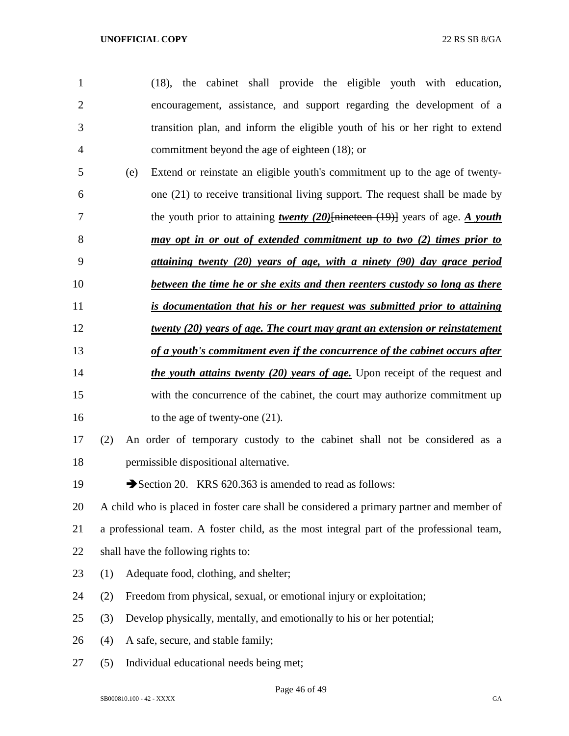(18), the cabinet shall provide the eligible youth with education, encouragement, assistance, and support regarding the development of a transition plan, and inform the eligible youth of his or her right to extend commitment beyond the age of eighteen (18); or

(e) Extend or reinstate an eligible youth's commitment up to the age of twenty-one (21) to receive transitional living support. The request shall be made by the youth prior to attaining ***twenty (20)***~~[nineteen (19)]~~ years of age. ***A youth may opt in or out of extended commitment up to two (2) times prior to attaining twenty (20) years of age, with a ninety (90) day grace period between the time he or she exits and then reenters custody so long as there is documentation that his or her request was submitted prior to attaining twenty (20) years of age. The court may grant an extension or reinstatement of a youth's commitment even if the concurrence of the cabinet occurs after the youth attains twenty (20) years of age.*** Upon receipt of the request and with the concurrence of the cabinet, the court may authorize commitment up to the age of twenty-one (21).

(2) An order of temporary custody to the cabinet shall not be considered as a permissible dispositional alternative.

➔Section 20. KRS 620.363 is amended to read as follows:

A child who is placed in foster care shall be considered a primary partner and member of a professional team. A foster child, as the most integral part of the professional team, shall have the following rights to:

(1) Adequate food, clothing, and shelter;

(2) Freedom from physical, sexual, or emotional injury or exploitation;

(3) Develop physically, mentally, and emotionally to his or her potential;

(4) A safe, secure, and stable family;

(5) Individual educational needs being met;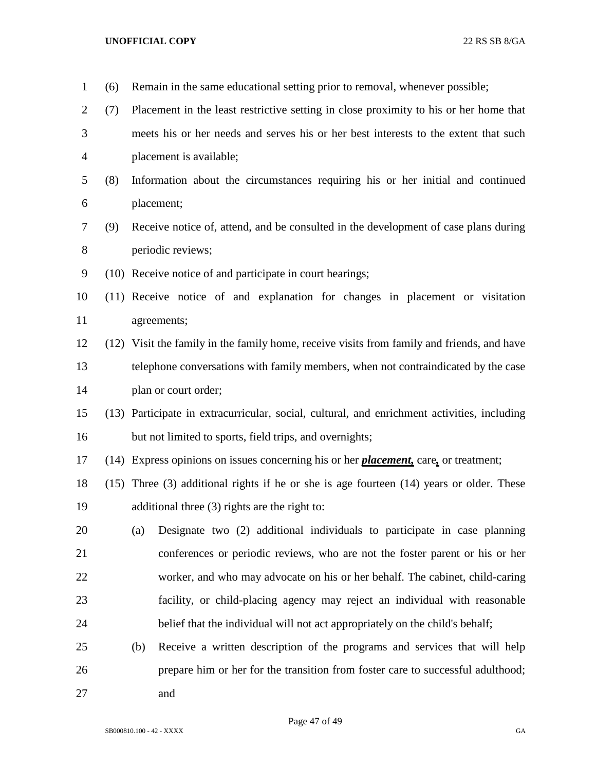(6) Remain in the same educational setting prior to removal, whenever possible;

(7) Placement in the least restrictive setting in close proximity to his or her home that meets his or her needs and serves his or her best interests to the extent that such placement is available;

(8) Information about the circumstances requiring his or her initial and continued placement;

(9) Receive notice of, attend, and be consulted in the development of case plans during periodic reviews;

(10) Receive notice of and participate in court hearings;

(11) Receive notice of and explanation for changes in placement or visitation agreements;

(12) Visit the family in the family home, receive visits from family and friends, and have telephone conversations with family members, when not contraindicated by the case plan or court order;

(13) Participate in extracurricular, social, cultural, and enrichment activities, including but not limited to sports, field trips, and overnights;

(14) Express opinions on issues concerning his or her ***placement,*** care**,** or treatment;

(15) Three (3) additional rights if he or she is age fourteen (14) years or older. These additional three (3) rights are the right to:

(a) Designate two (2) additional individuals to participate in case planning conferences or periodic reviews, who are not the foster parent or his or her worker, and who may advocate on his or her behalf. The cabinet, child-caring facility, or child-placing agency may reject an individual with reasonable belief that the individual will not act appropriately on the child's behalf;

(b) Receive a written description of the programs and services that will help prepare him or her for the transition from foster care to successful adulthood; and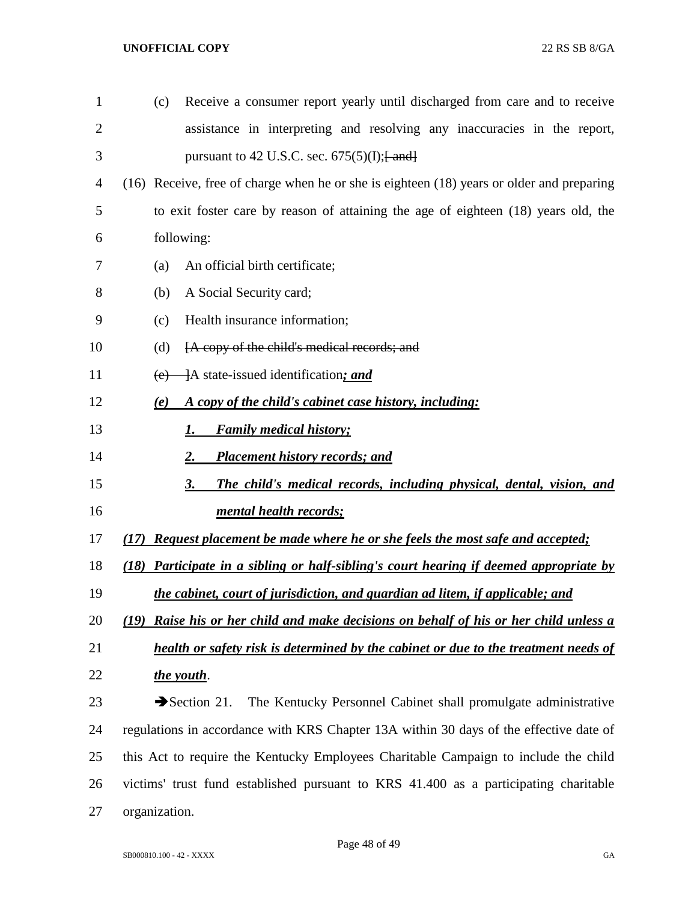(c) Receive a consumer report yearly until discharged from care and to receive assistance in interpreting and resolving any inaccuracies in the report, pursuant to 42 U.S.C. sec. 675(5)(I);~~[ and]~~

(16) Receive, free of charge when he or she is eighteen (18) years or older and preparing to exit foster care by reason of attaining the age of eighteen (18) years old, the following:

(a) An official birth certificate;

(b) A Social Security card;

(c) Health insurance information;

(d) ~~[A copy of the child's medical records; and~~

~~(e) ]~~A state-issued identification***; and***

***(e) A copy of the child's cabinet case history, including:***

***1. Family medical history;***

***2. Placement history records; and***

***3. The child's medical records, including physical, dental, vision, and mental health records;***

***(17) Request placement be made where he or she feels the most safe and accepted;***

***(18) Participate in a sibling or half-sibling's court hearing if deemed appropriate by the cabinet, court of jurisdiction, and guardian ad litem, if applicable; and***

***(19) Raise his or her child and make decisions on behalf of his or her child unless a health or safety risk is determined by the cabinet or due to the treatment needs of the youth***.

➔Section 21. The Kentucky Personnel Cabinet shall promulgate administrative regulations in accordance with KRS Chapter 13A within 30 days of the effective date of this Act to require the Kentucky Employees Charitable Campaign to include the child victims' trust fund established pursuant to KRS 41.400 as a participating charitable organization.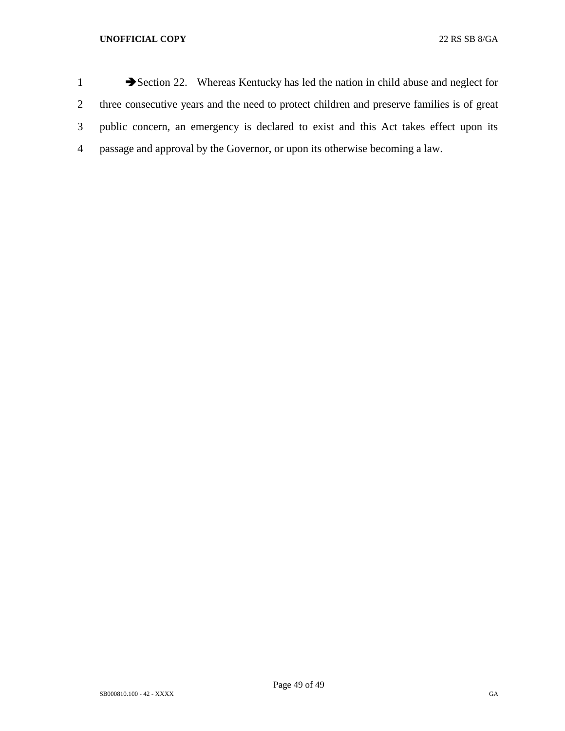➔Section 22. Whereas Kentucky has led the nation in child abuse and neglect for three consecutive years and the need to protect children and preserve families is of great public concern, an emergency is declared to exist and this Act takes effect upon its passage and approval by the Governor, or upon its otherwise becoming a law.